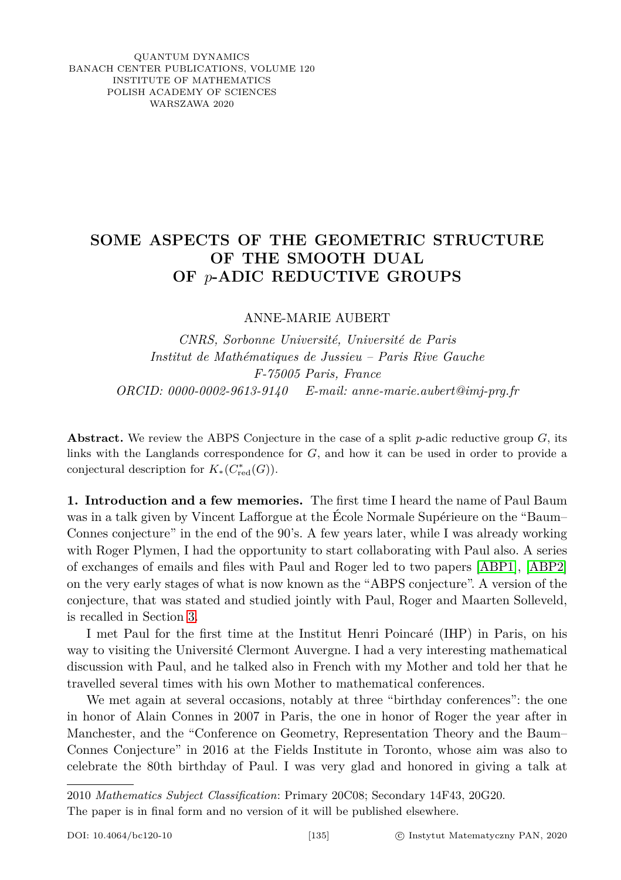QUANTUM DYNAMICS
BANACH CENTER PUBLICATIONS, VOLUME 120
INSTITUTE OF MATHEMATICS
POLISH ACADEMY OF SCIENCES
WARSZAWA 2020

# SOME ASPECTS OF THE GEOMETRIC STRUCTURE OF THE SMOOTH DUAL OF $p$-ADIC REDUCTIVE GROUPS

ANNE-MARIE AUBERT

*CNRS, Sorbonne Université, Université de Paris*
*Institut de Mathématiques de Jussieu – Paris Rive Gauche*
*F-75005 Paris, France*
*ORCID: 0000-0002-9613-9140 E-mail: anne-marie.aubert@imj-prg.fr*

**Abstract.** We review the ABPS Conjecture in the case of a split $p$-adic reductive group $G$, its links with the Langlands correspondence for $G$, and how it can be used in order to provide a conjectural description for $K_*(C^*_{\mathrm{red}}(G))$.

**1. Introduction and a few memories.** The first time I heard the name of Paul Baum was in a talk given by Vincent Lafforgue at the École Normale Supérieure on the "Baum–Connes conjecture" in the end of the 90's. A few years later, while I was already working with Roger Plymen, I had the opportunity to start collaborating with Paul also. A series of exchanges of emails and files with Paul and Roger led to two papers [ABP1], [ABP2] on the very early stages of what is now known as the "ABPS conjecture". A version of the conjecture, that was stated and studied jointly with Paul, Roger and Maarten Solleveld, is recalled in Section 3.

I met Paul for the first time at the Institut Henri Poincaré (IHP) in Paris, on his way to visiting the Université Clermont Auvergne. I had a very interesting mathematical discussion with Paul, and he talked also in French with my Mother and told her that he travelled several times with his own Mother to mathematical conferences.

We met again at several occasions, notably at three "birthday conferences": the one in honor of Alain Connes in 2007 in Paris, the one in honor of Roger the year after in Manchester, and the "Conference on Geometry, Representation Theory and the Baum–Connes Conjecture" in 2016 at the Fields Institute in Toronto, whose aim was also to celebrate the 80th birthday of Paul. I was very glad and honored in giving a talk at

2010 *Mathematics Subject Classification*: Primary 20C08; Secondary 14F43, 20G20.
The paper is in final form and no version of it will be published elsewhere.

DOI: 10.4064/bc120-10 © Instytut Matematyczny PAN, 2020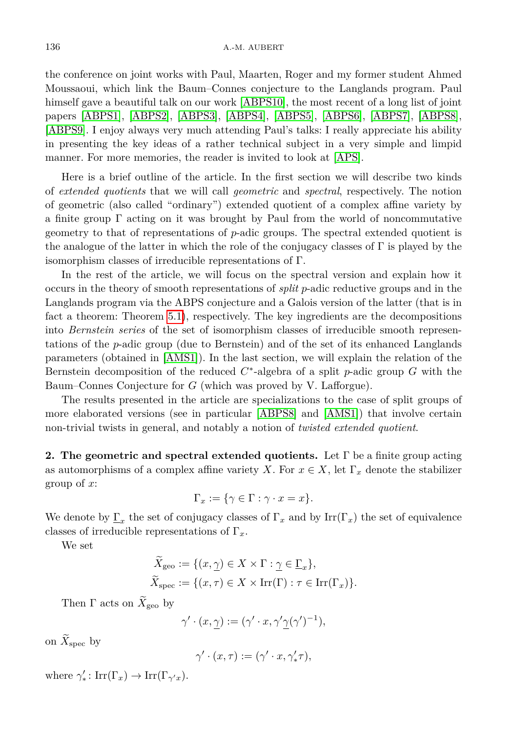the conference on joint works with Paul, Maarten, Roger and my former student Ahmed Moussaoui, which link the Baum–Connes conjecture to the Langlands program. Paul himself gave a beautiful talk on our work [ABPS10], the most recent of a long list of joint papers [ABPS1], [ABPS2], [ABPS3], [ABPS4], [ABPS5], [ABPS6], [ABPS7], [ABPS8], [ABPS9]. I enjoy always very much attending Paul's talks: I really appreciate his ability in presenting the key ideas of a rather technical subject in a very simple and limpid manner. For more memories, the reader is invited to look at [APS].

Here is a brief outline of the article. In the first section we will describe two kinds of *extended quotients* that we will call *geometric* and *spectral*, respectively. The notion of geometric (also called "ordinary") extended quotient of a complex affine variety by a finite group $\Gamma$ acting on it was brought by Paul from the world of noncommutative geometry to that of representations of $p$-adic groups. The spectral extended quotient is the analogue of the latter in which the role of the conjugacy classes of $\Gamma$ is played by the isomorphism classes of irreducible representations of $\Gamma$.

In the rest of the article, we will focus on the spectral version and explain how it occurs in the theory of smooth representations of *split* $p$-adic reductive groups and in the Langlands program via the ABPS conjecture and a Galois version of the latter (that is in fact a theorem: Theorem 5.1), respectively. The key ingredients are the decompositions into *Bernstein series* of the set of isomorphism classes of irreducible smooth representations of the $p$-adic group (due to Bernstein) and of the set of its enhanced Langlands parameters (obtained in [AMS1]). In the last section, we will explain the relation of the Bernstein decomposition of the reduced $C^*$-algebra of a split $p$-adic group $G$ with the Baum–Connes Conjecture for $G$ (which was proved by V. Lafforgue).

The results presented in the article are specializations to the case of split groups of more elaborated versions (see in particular [ABPS8] and [AMS1]) that involve certain non-trivial twists in general, and notably a notion of *twisted extended quotient*.

**2. The geometric and spectral extended quotients.** Let $\Gamma$ be a finite group acting as automorphisms of a complex affine variety $X$. For $x \in X$, let $\Gamma_x$ denote the stabilizer group of $x$:

$$\Gamma_x := \{\gamma \in \Gamma : \gamma \cdot x = x\}.$$

We denote by $\underline{\Gamma}_x$ the set of conjugacy classes of $\Gamma_x$ and by $\mathrm{Irr}(\Gamma_x)$ the set of equivalence classes of irreducible representations of $\Gamma_x$.

We set

$$\widetilde{X}_{\mathrm{geo}} := \{(x, \underline{\gamma}) \in X \times \Gamma : \underline{\gamma} \in \underline{\Gamma}_x\},$$
$$\widetilde{X}_{\mathrm{spec}} := \{(x, \tau) \in X \times \mathrm{Irr}(\Gamma) : \tau \in \mathrm{Irr}(\Gamma_x)\}.$$

Then $\Gamma$ acts on $\widetilde{X}_{\mathrm{geo}}$ by

$$\gamma' \cdot (x, \underline{\gamma}) := (\gamma' \cdot x, \gamma' \underline{\gamma} (\gamma')^{-1}),$$

on $\widetilde{X}_{\mathrm{spec}}$ by

$$\gamma' \cdot (x, \tau) := (\gamma' \cdot x, \gamma'_* \tau),$$

where $\gamma'_* \colon \mathrm{Irr}(\Gamma_x) \to \mathrm{Irr}(\Gamma_{\gamma' x})$.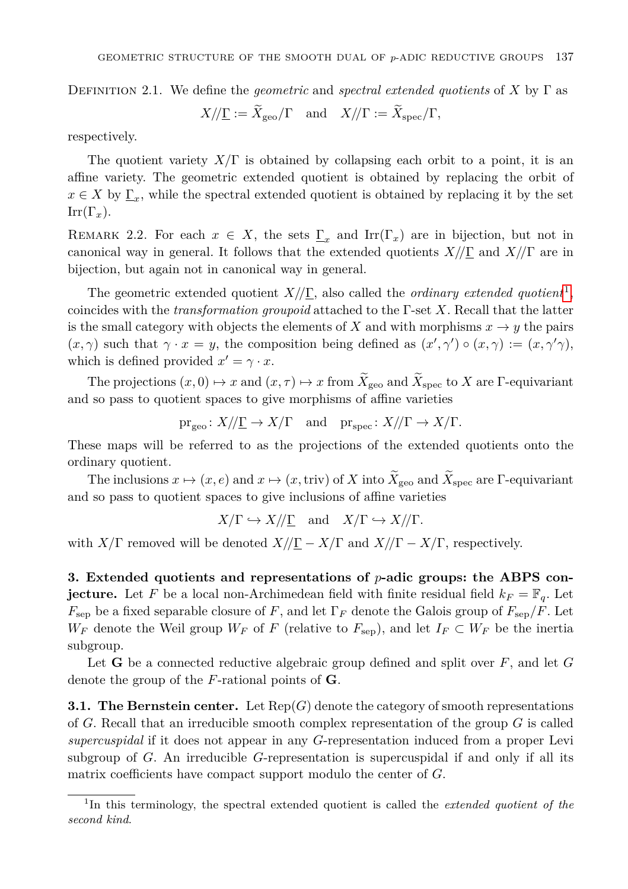Definition 2.1. We define the *geometric* and *spectral extended quotients* of $X$ by $\Gamma$ as

$$X/\!/\underline{\Gamma} := \widetilde{X}_{\mathrm{geo}}/\Gamma \quad \text{and} \quad X/\!/\Gamma := \widetilde{X}_{\mathrm{spec}}/\Gamma,$$

respectively.

The quotient variety $X/\Gamma$ is obtained by collapsing each orbit to a point, it is an affine variety. The geometric extended quotient is obtained by replacing the orbit of $x \in X$ by $\underline{\Gamma}_x$, while the spectral extended quotient is obtained by replacing it by the set $\mathrm{Irr}(\Gamma_x)$.

Remark 2.2. For each $x \in X$, the sets $\underline{\Gamma}_x$ and $\mathrm{Irr}(\Gamma_x)$ are in bijection, but not in canonical way in general. It follows that the extended quotients $X/\!/\underline{\Gamma}$ and $X/\!/\Gamma$ are in bijection, but again not in canonical way in general.

The geometric extended quotient $X/\!/\underline{\Gamma}$, also called the *ordinary extended quotient*[1], coincides with the *transformation groupoid* attached to the $\Gamma$-set $X$. Recall that the latter is the small category with objects the elements of $X$ and with morphisms $x \to y$ the pairs $(x, \gamma)$ such that $\gamma \cdot x = y$, the composition being defined as $(x', \gamma') \circ (x, \gamma) := (x, \gamma'\gamma)$, which is defined provided $x' = \gamma \cdot x$.

The projections $(x, 0) \mapsto x$ and $(x, \tau) \mapsto x$ from $\widetilde{X}_{\mathrm{geo}}$ and $\widetilde{X}_{\mathrm{spec}}$ to $X$ are $\Gamma$-equivariant and so pass to quotient spaces to give morphisms of affine varieties

$$\mathrm{pr}_{\mathrm{geo}} \colon X/\!/\underline{\Gamma} \to X/\Gamma \quad \text{and} \quad \mathrm{pr}_{\mathrm{spec}} \colon X/\!/\Gamma \to X/\Gamma.$$

These maps will be referred to as the projections of the extended quotients onto the ordinary quotient.

The inclusions $x \mapsto (x, e)$ and $x \mapsto (x, \mathrm{triv})$ of $X$ into $\widetilde{X}_{\mathrm{geo}}$ and $\widetilde{X}_{\mathrm{spec}}$ are $\Gamma$-equivariant and so pass to quotient spaces to give inclusions of affine varieties

$$X/\Gamma \hookrightarrow X/\!/\underline{\Gamma} \quad \text{and} \quad X/\Gamma \hookrightarrow X/\!/\Gamma.$$

with $X/\Gamma$ removed will be denoted $X/\!/\underline{\Gamma} - X/\Gamma$ and $X/\!/\Gamma - X/\Gamma$, respectively.

## 3. Extended quotients and representations of $p$-adic groups: the ABPS conjecture.

Let $F$ be a local non-Archimedean field with finite residual field $k_F = \mathbb{F}_q$. Let $F_{\mathrm{sep}}$ be a fixed separable closure of $F$, and let $\Gamma_F$ denote the Galois group of $F_{\mathrm{sep}}/F$. Let $W_F$ denote the Weil group $W_F$ of $F$ (relative to $F_{\mathrm{sep}}$), and let $I_F \subset W_F$ be the inertia subgroup.

Let $\mathbf{G}$ be a connected reductive algebraic group defined and split over $F$, and let $G$ denote the group of the $F$-rational points of $\mathbf{G}$.

### 3.1. The Bernstein center.

Let $\mathrm{Rep}(G)$ denote the category of smooth representations of $G$. Recall that an irreducible smooth complex representation of the group $G$ is called *supercuspidal* if it does not appear in any $G$-representation induced from a proper Levi subgroup of $G$. An irreducible $G$-representation is supercuspidal if and only if all its matrix coefficients have compact support modulo the center of $G$.

[1] In this terminology, the spectral extended quotient is called the *extended quotient of the second kind*.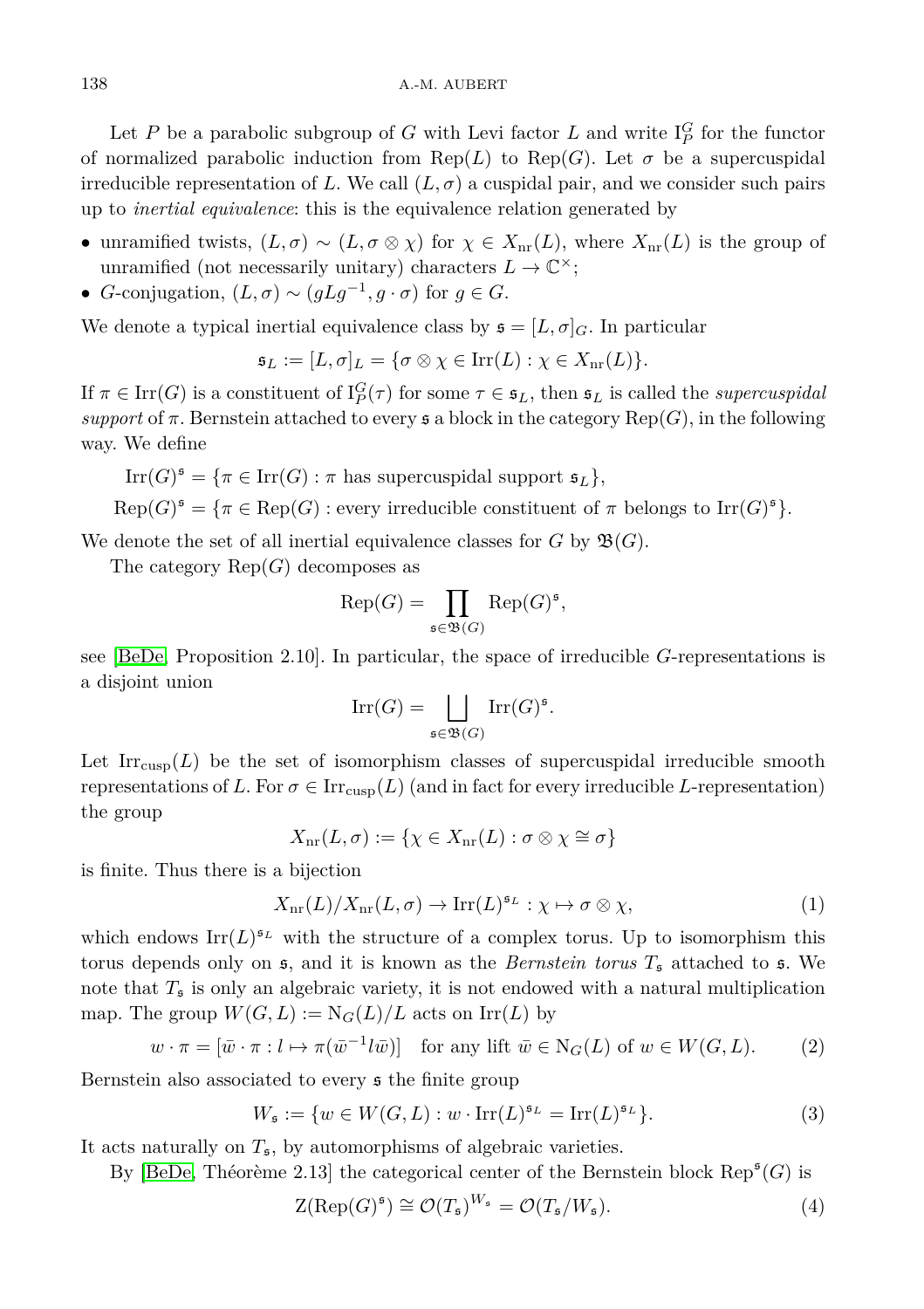Let $P$ be a parabolic subgroup of $G$ with Levi factor $L$ and write $\mathrm{I}_P^G$ for the functor of normalized parabolic induction from $\mathrm{Rep}(L)$ to $\mathrm{Rep}(G)$. Let $\sigma$ be a supercuspidal irreducible representation of $L$. We call $(L, \sigma)$ a cuspidal pair, and we consider such pairs up to *inertial equivalence*: this is the equivalence relation generated by

- unramified twists, $(L, \sigma) \sim (L, \sigma \otimes \chi)$ for $\chi \in X_{\mathrm{nr}}(L)$, where $X_{\mathrm{nr}}(L)$ is the group of unramified (not necessarily unitary) characters $L \to \mathbb{C}^\times$;
- $G$-conjugation, $(L, \sigma) \sim (gLg^{-1}, g \cdot \sigma)$ for $g \in G$.

We denote a typical inertial equivalence class by $\mathfrak{s} = [L, \sigma]_G$. In particular

$$\mathfrak{s}_L := [L, \sigma]_L = \{\sigma \otimes \chi \in \mathrm{Irr}(L) : \chi \in X_{\mathrm{nr}}(L)\}.$$

If $\pi \in \mathrm{Irr}(G)$ is a constituent of $\mathrm{I}_P^G(\tau)$ for some $\tau \in \mathfrak{s}_L$, then $\mathfrak{s}_L$ is called the *supercuspidal support* of $\pi$. Bernstein attached to every $\mathfrak{s}$ a block in the category $\mathrm{Rep}(G)$, in the following way. We define

$$\mathrm{Irr}(G)^{\mathfrak{s}} = \{\pi \in \mathrm{Irr}(G) : \pi \text{ has supercuspidal support } \mathfrak{s}_L\},$$

$$\mathrm{Rep}(G)^{\mathfrak{s}} = \{\pi \in \mathrm{Rep}(G) : \text{every irreducible constituent of } \pi \text{ belongs to } \mathrm{Irr}(G)^{\mathfrak{s}}\}.$$

We denote the set of all inertial equivalence classes for $G$ by $\mathfrak{B}(G)$.

The category $\mathrm{Rep}(G)$ decomposes as

$$\mathrm{Rep}(G) = \prod_{\mathfrak{s} \in \mathfrak{B}(G)} \mathrm{Rep}(G)^{\mathfrak{s}},$$

see [BeDe, Proposition 2.10]. In particular, the space of irreducible $G$-representations is a disjoint union

$$\mathrm{Irr}(G) = \bigsqcup_{\mathfrak{s} \in \mathfrak{B}(G)} \mathrm{Irr}(G)^{\mathfrak{s}}.$$

Let $\mathrm{Irr}_{\mathrm{cusp}}(L)$ be the set of isomorphism classes of supercuspidal irreducible smooth representations of $L$. For $\sigma \in \mathrm{Irr}_{\mathrm{cusp}}(L)$ (and in fact for every irreducible $L$-representation) the group

$$X_{\mathrm{nr}}(L, \sigma) := \{\chi \in X_{\mathrm{nr}}(L) : \sigma \otimes \chi \cong \sigma\}$$

is finite. Thus there is a bijection

$$X_{\mathrm{nr}}(L)/X_{\mathrm{nr}}(L, \sigma) \to \mathrm{Irr}(L)^{\mathfrak{s}_L} : \chi \mapsto \sigma \otimes \chi, \tag{1}$$

which endows $\mathrm{Irr}(L)^{\mathfrak{s}_L}$ with the structure of a complex torus. Up to isomorphism this torus depends only on $\mathfrak{s}$, and it is known as the *Bernstein torus* $T_{\mathfrak{s}}$ attached to $\mathfrak{s}$. We note that $T_{\mathfrak{s}}$ is only an algebraic variety, it is not endowed with a natural multiplication map. The group $W(G, L) := \mathrm{N}_G(L)/L$ acts on $\mathrm{Irr}(L)$ by

$$w \cdot \pi = [\bar{w} \cdot \pi : l \mapsto \pi(\bar{w}^{-1} l \bar{w})] \quad \text{for any lift } \bar{w} \in \mathrm{N}_G(L) \text{ of } w \in W(G, L). \tag{2}$$

Bernstein also associated to every $\mathfrak{s}$ the finite group

$$W_{\mathfrak{s}} := \{w \in W(G, L) : w \cdot \mathrm{Irr}(L)^{\mathfrak{s}_L} = \mathrm{Irr}(L)^{\mathfrak{s}_L}\}. \tag{3}$$

It acts naturally on $T_{\mathfrak{s}}$, by automorphisms of algebraic varieties.

By [BeDe, Théorème 2.13] the categorical center of the Bernstein block $\mathrm{Rep}^{\mathfrak{s}}(G)$ is

$$\mathrm{Z}(\mathrm{Rep}(G)^{\mathfrak{s}}) \cong \mathcal{O}(T_{\mathfrak{s}})^{W_{\mathfrak{s}}} = \mathcal{O}(T_{\mathfrak{s}}/W_{\mathfrak{s}}). \tag{4}$$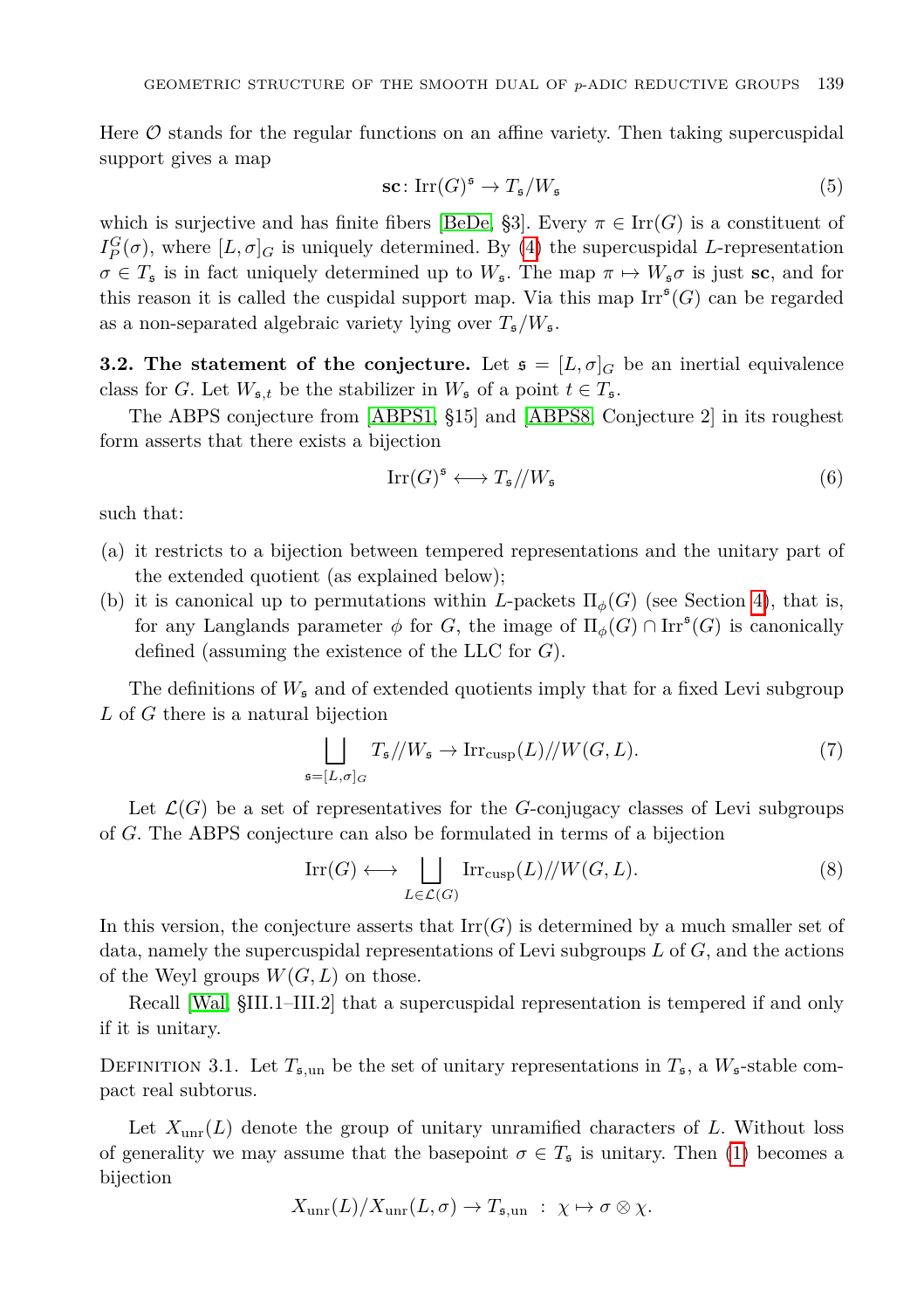Here $\mathcal{O}$ stands for the regular functions on an affine variety. Then taking supercuspidal support gives a map

$$\mathbf{sc}\colon \operatorname{Irr}(G)^{\mathfrak{s}} \to T_{\mathfrak{s}}/W_{\mathfrak{s}} \tag{5}$$

which is surjective and has finite fibers [BeDe, §3]. Every $\pi \in \operatorname{Irr}(G)$ is a constituent of $I_P^G(\sigma)$, where $[L,\sigma]_G$ is uniquely determined. By (4) the supercuspidal $L$-representation $\sigma \in T_{\mathfrak{s}}$ is in fact uniquely determined up to $W_{\mathfrak{s}}$. The map $\pi \mapsto W_{\mathfrak{s}}\sigma$ is just $\mathbf{sc}$, and for this reason it is called the cuspidal support map. Via this map $\operatorname{Irr}^{\mathfrak{s}}(G)$ can be regarded as a non-separated algebraic variety lying over $T_{\mathfrak{s}}/W_{\mathfrak{s}}$.

**3.2. The statement of the conjecture.** Let $\mathfrak{s} = [L,\sigma]_G$ be an inertial equivalence class for $G$. Let $W_{\mathfrak{s},t}$ be the stabilizer in $W_{\mathfrak{s}}$ of a point $t \in T_{\mathfrak{s}}$.

The ABPS conjecture from [ABPS1, §15] and [ABPS8, Conjecture 2] in its roughest form asserts that there exists a bijection

$$\operatorname{Irr}(G)^{\mathfrak{s}} \longleftrightarrow T_{\mathfrak{s}}/\!/W_{\mathfrak{s}} \tag{6}$$

such that:

(a) it restricts to a bijection between tempered representations and the unitary part of the extended quotient (as explained below);

(b) it is canonical up to permutations within $L$-packets $\Pi_\phi(G)$ (see Section 4), that is, for any Langlands parameter $\phi$ for $G$, the image of $\Pi_\phi(G) \cap \operatorname{Irr}^{\mathfrak{s}}(G)$ is canonically defined (assuming the existence of the LLC for $G$).

The definitions of $W_{\mathfrak{s}}$ and of extended quotients imply that for a fixed Levi subgroup $L$ of $G$ there is a natural bijection

$$\bigsqcup_{\mathfrak{s}=[L,\sigma]_G} T_{\mathfrak{s}}/\!/W_{\mathfrak{s}} \to \operatorname{Irr}_{\mathrm{cusp}}(L)/\!/W(G,L). \tag{7}$$

Let $\mathcal{L}(G)$ be a set of representatives for the $G$-conjugacy classes of Levi subgroups of $G$. The ABPS conjecture can also be formulated in terms of a bijection

$$\operatorname{Irr}(G) \longleftrightarrow \bigsqcup_{L\in\mathcal{L}(G)} \operatorname{Irr}_{\mathrm{cusp}}(L)/\!/W(G,L). \tag{8}$$

In this version, the conjecture asserts that $\operatorname{Irr}(G)$ is determined by a much smaller set of data, namely the supercuspidal representations of Levi subgroups $L$ of $G$, and the actions of the Weyl groups $W(G,L)$ on those.

Recall [Wal, §III.1–III.2] that a supercuspidal representation is tempered if and only if it is unitary.

Definition 3.1. Let $T_{\mathfrak{s},\mathrm{un}}$ be the set of unitary representations in $T_{\mathfrak{s}}$, a $W_{\mathfrak{s}}$-stable compact real subtorus.

Let $X_{\mathrm{unr}}(L)$ denote the group of unitary unramified characters of $L$. Without loss of generality we may assume that the basepoint $\sigma \in T_{\mathfrak{s}}$ is unitary. Then (1) becomes a bijection

$$X_{\mathrm{unr}}(L)/X_{\mathrm{unr}}(L,\sigma) \to T_{\mathfrak{s},\mathrm{un}} \;:\; \chi \mapsto \sigma \otimes \chi.$$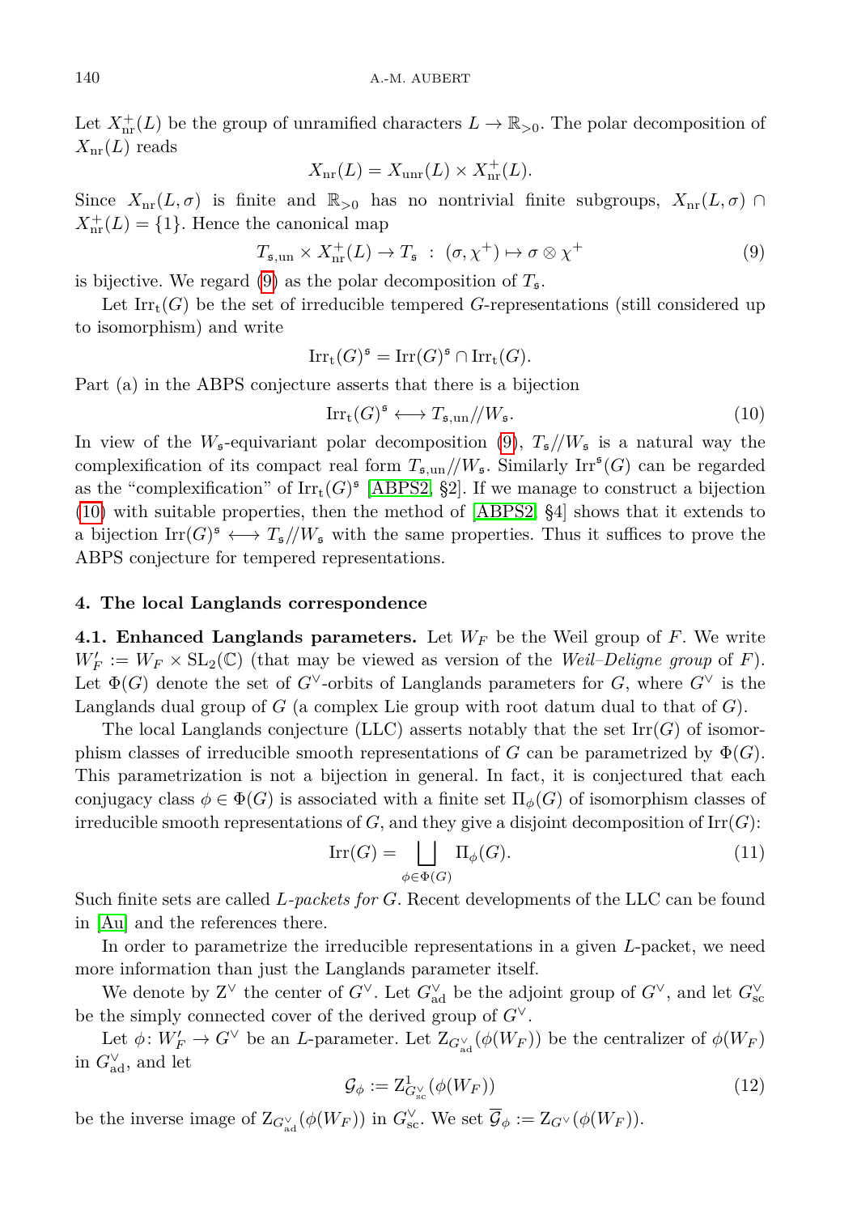Let $X_{\rm nr}^+(L)$ be the group of unramified characters $L \to \mathbb{R}_{>0}$. The polar decomposition of $X_{\rm nr}(L)$ reads

$$X_{\rm nr}(L) = X_{\rm unr}(L) \times X_{\rm nr}^+(L).$$

Since $X_{\rm nr}(L,\sigma)$ is finite and $\mathbb{R}_{>0}$ has no nontrivial finite subgroups, $X_{\rm nr}(L,\sigma) \cap X_{\rm nr}^+(L) = \{1\}$. Hence the canonical map

$$T_{\mathfrak{s},\rm un} \times X_{\rm nr}^+(L) \to T_{\mathfrak{s}} \;:\; (\sigma,\chi^+) \mapsto \sigma \otimes \chi^+ \tag{9}$$

is bijective. We regard (9) as the polar decomposition of $T_{\mathfrak{s}}$.

Let $\mathrm{Irr}_{\rm t}(G)$ be the set of irreducible tempered $G$-representations (still considered up to isomorphism) and write

$$\mathrm{Irr}_{\rm t}(G)^{\mathfrak{s}} = \mathrm{Irr}(G)^{\mathfrak{s}} \cap \mathrm{Irr}_{\rm t}(G).$$

Part (a) in the ABPS conjecture asserts that there is a bijection

$$\mathrm{Irr}_{\rm t}(G)^{\mathfrak{s}} \longleftrightarrow T_{\mathfrak{s},\rm un}/\!/W_{\mathfrak{s}}. \tag{10}$$

In view of the $W_{\mathfrak{s}}$-equivariant polar decomposition (9), $T_{\mathfrak{s}}/\!/W_{\mathfrak{s}}$ is a natural way the complexification of its compact real form $T_{\mathfrak{s},\rm un}/\!/W_{\mathfrak{s}}$. Similarly $\mathrm{Irr}^{\mathfrak{s}}(G)$ can be regarded as the "complexification" of $\mathrm{Irr}_{\rm t}(G)^{\mathfrak{s}}$ [ABPS2, §2]. If we manage to construct a bijection (10) with suitable properties, then the method of [ABPS2, §4] shows that it extends to a bijection $\mathrm{Irr}(G)^{\mathfrak{s}} \longleftrightarrow T_{\mathfrak{s}}/\!/W_{\mathfrak{s}}$ with the same properties. Thus it suffices to prove the ABPS conjecture for tempered representations.

## 4. The local Langlands correspondence

**4.1. Enhanced Langlands parameters.** Let $W_F$ be the Weil group of $F$. We write $W_F' := W_F \times \mathrm{SL}_2(\mathbb{C})$ (that may be viewed as version of the *Weil–Deligne group* of $F$). Let $\Phi(G)$ denote the set of $G^\vee$-orbits of Langlands parameters for $G$, where $G^\vee$ is the Langlands dual group of $G$ (a complex Lie group with root datum dual to that of $G$).

The local Langlands conjecture (LLC) asserts notably that the set $\mathrm{Irr}(G)$ of isomorphism classes of irreducible smooth representations of $G$ can be parametrized by $\Phi(G)$. This parametrization is not a bijection in general. In fact, it is conjectured that each conjugacy class $\phi \in \Phi(G)$ is associated with a finite set $\Pi_\phi(G)$ of isomorphism classes of irreducible smooth representations of $G$, and they give a disjoint decomposition of $\mathrm{Irr}(G)$:

$$\mathrm{Irr}(G) = \bigsqcup_{\phi \in \Phi(G)} \Pi_\phi(G). \tag{11}$$

Such finite sets are called *L-packets for* $G$. Recent developments of the LLC can be found in [Au] and the references there.

In order to parametrize the irreducible representations in a given $L$-packet, we need more information than just the Langlands parameter itself.

We denote by $\mathrm{Z}^\vee$ the center of $G^\vee$. Let $G^\vee_{\rm ad}$ be the adjoint group of $G^\vee$, and let $G^\vee_{\rm sc}$ be the simply connected cover of the derived group of $G^\vee$.

Let $\phi\colon W_F' \to G^\vee$ be an $L$-parameter. Let $\mathrm{Z}_{G^\vee_{\rm ad}}(\phi(W_F))$ be the centralizer of $\phi(W_F)$ in $G^\vee_{\rm ad}$, and let

$$\mathcal{G}_\phi := \mathrm{Z}^1_{G^\vee_{\rm sc}}(\phi(W_F)) \tag{12}$$

be the inverse image of $\mathrm{Z}_{G^\vee_{\rm ad}}(\phi(W_F))$ in $G^\vee_{\rm sc}$. We set $\overline{\mathcal{G}}_\phi := \mathrm{Z}_{G^\vee}(\phi(W_F))$.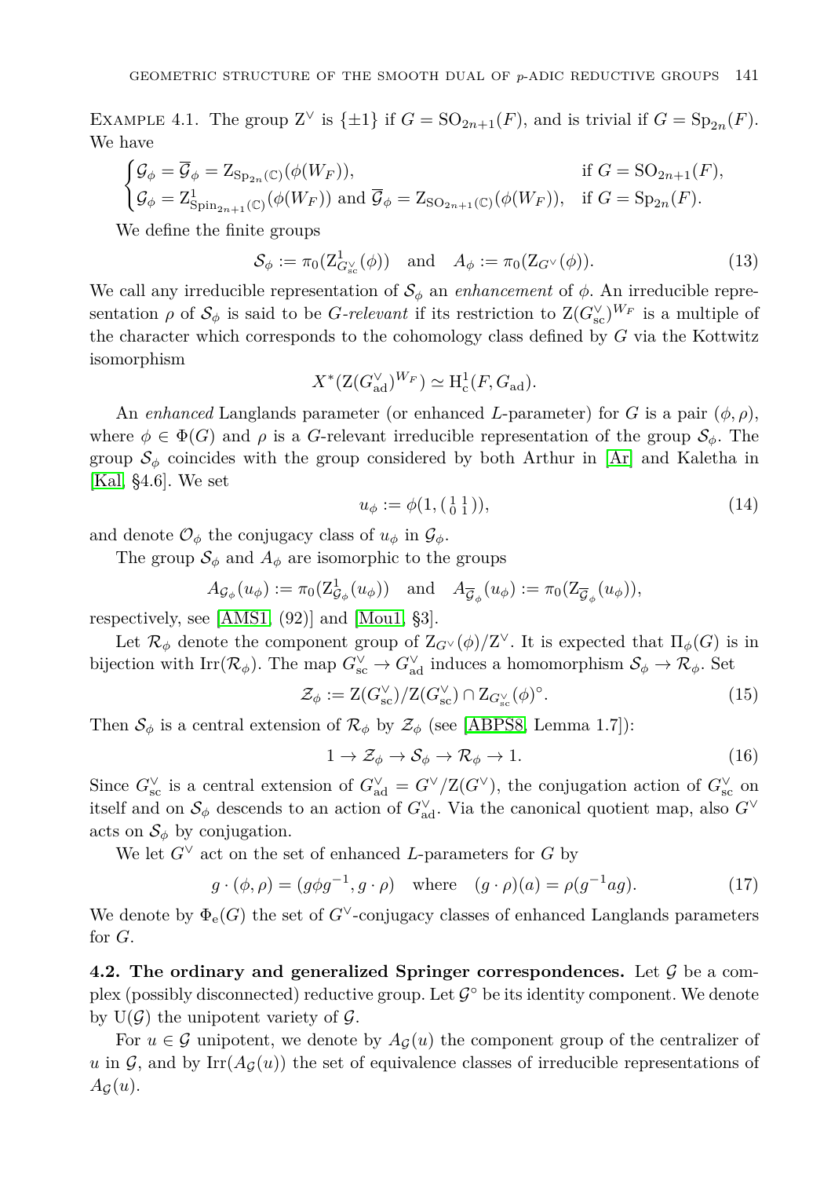EXAMPLE 4.1. The group $\mathrm{Z}^\vee$ is $\{\pm 1\}$ if $G = \mathrm{SO}_{2n+1}(F)$, and is trivial if $G = \mathrm{Sp}_{2n}(F)$. We have

$$\begin{cases} \mathcal{G}_\phi = \overline{\mathcal{G}}_\phi = \mathrm{Z}_{\mathrm{Sp}_{2n}(\mathbb{C})}(\phi(W_F)), & \text{if } G = \mathrm{SO}_{2n+1}(F), \\ \mathcal{G}_\phi = \mathrm{Z}^1_{\mathrm{Spin}_{2n+1}(\mathbb{C})}(\phi(W_F)) \text{ and } \overline{\mathcal{G}}_\phi = \mathrm{Z}_{\mathrm{SO}_{2n+1}(\mathbb{C})}(\phi(W_F)), & \text{if } G = \mathrm{Sp}_{2n}(F). \end{cases}$$

We define the finite groups

$$\mathcal{S}_\phi := \pi_0(\mathrm{Z}^1_{G^\vee_{\mathrm{sc}}}(\phi)) \quad \text{and} \quad A_\phi := \pi_0(\mathrm{Z}_{G^\vee}(\phi)). \tag{13}$$

We call any irreducible representation of $\mathcal{S}_\phi$ an *enhancement* of $\phi$. An irreducible representation $\rho$ of $\mathcal{S}_\phi$ is said to be *$G$-relevant* if its restriction to $\mathrm{Z}(G^\vee_{\mathrm{sc}})^{W_F}$ is a multiple of the character which corresponds to the cohomology class defined by $G$ via the Kottwitz isomorphism

$$X^*(\mathrm{Z}(G^\vee_{\mathrm{ad}})^{W_F}) \simeq \mathrm{H}^1_{\mathrm{c}}(F, G_{\mathrm{ad}}).$$

An *enhanced* Langlands parameter (or enhanced $L$-parameter) for $G$ is a pair $(\phi, \rho)$, where $\phi \in \Phi(G)$ and $\rho$ is a $G$-relevant irreducible representation of the group $\mathcal{S}_\phi$. The group $\mathcal{S}_\phi$ coincides with the group considered by both Arthur in [Ar] and Kaletha in [Kal, §4.6]. We set

$$u_\phi := \phi(1, \left(\begin{smallmatrix} 1 & 1 \\ 0 & 1 \end{smallmatrix}\right)), \tag{14}$$

and denote $\mathcal{O}_\phi$ the conjugacy class of $u_\phi$ in $\mathcal{G}_\phi$.

The group $\mathcal{S}_\phi$ and $A_\phi$ are isomorphic to the groups

$$A_{\mathcal{G}_\phi}(u_\phi) := \pi_0(\mathrm{Z}^1_{\mathcal{G}_\phi}(u_\phi)) \quad \text{and} \quad A_{\overline{\mathcal{G}}_\phi}(u_\phi) := \pi_0(\mathrm{Z}_{\overline{\mathcal{G}}_\phi}(u_\phi)),$$

respectively, see [AMS1, (92)] and [Mou1, §3].

Let $\mathcal{R}_\phi$ denote the component group of $\mathrm{Z}_{G^\vee}(\phi)/\mathrm{Z}^\vee$. It is expected that $\Pi_\phi(G)$ is in bijection with $\mathrm{Irr}(\mathcal{R}_\phi)$. The map $G^\vee_{\mathrm{sc}} \to G^\vee_{\mathrm{ad}}$ induces a homomorphism $\mathcal{S}_\phi \to \mathcal{R}_\phi$. Set

$$\mathcal{Z}_\phi := \mathrm{Z}(G^\vee_{\mathrm{sc}})/\mathrm{Z}(G^\vee_{\mathrm{sc}}) \cap \mathrm{Z}_{G^\vee_{\mathrm{sc}}}(\phi)^\circ. \tag{15}$$

Then $\mathcal{S}_\phi$ is a central extension of $\mathcal{R}_\phi$ by $\mathcal{Z}_\phi$ (see [ABPS8, Lemma 1.7]):

$$1 \to \mathcal{Z}_\phi \to \mathcal{S}_\phi \to \mathcal{R}_\phi \to 1. \tag{16}$$

Since $G^\vee_{\mathrm{sc}}$ is a central extension of $G^\vee_{\mathrm{ad}} = G^\vee/\mathrm{Z}(G^\vee)$, the conjugation action of $G^\vee_{\mathrm{sc}}$ on itself and on $\mathcal{S}_\phi$ descends to an action of $G^\vee_{\mathrm{ad}}$. Via the canonical quotient map, also $G^\vee$ acts on $\mathcal{S}_\phi$ by conjugation.

We let $G^\vee$ act on the set of enhanced $L$-parameters for $G$ by

$$g \cdot (\phi, \rho) = (g\phi g^{-1}, g \cdot \rho) \quad \text{where} \quad (g \cdot \rho)(a) = \rho(g^{-1}ag). \tag{17}$$

We denote by $\Phi_{\mathrm{e}}(G)$ the set of $G^\vee$-conjugacy classes of enhanced Langlands parameters for $G$.

**4.2. The ordinary and generalized Springer correspondences.** Let $\mathcal{G}$ be a complex (possibly disconnected) reductive group. Let $\mathcal{G}^\circ$ be its identity component. We denote by $\mathrm{U}(\mathcal{G})$ the unipotent variety of $\mathcal{G}$.

For $u \in \mathcal{G}$ unipotent, we denote by $A_{\mathcal{G}}(u)$ the component group of the centralizer of $u$ in $\mathcal{G}$, and by $\mathrm{Irr}(A_{\mathcal{G}}(u))$ the set of equivalence classes of irreducible representations of $A_{\mathcal{G}}(u)$.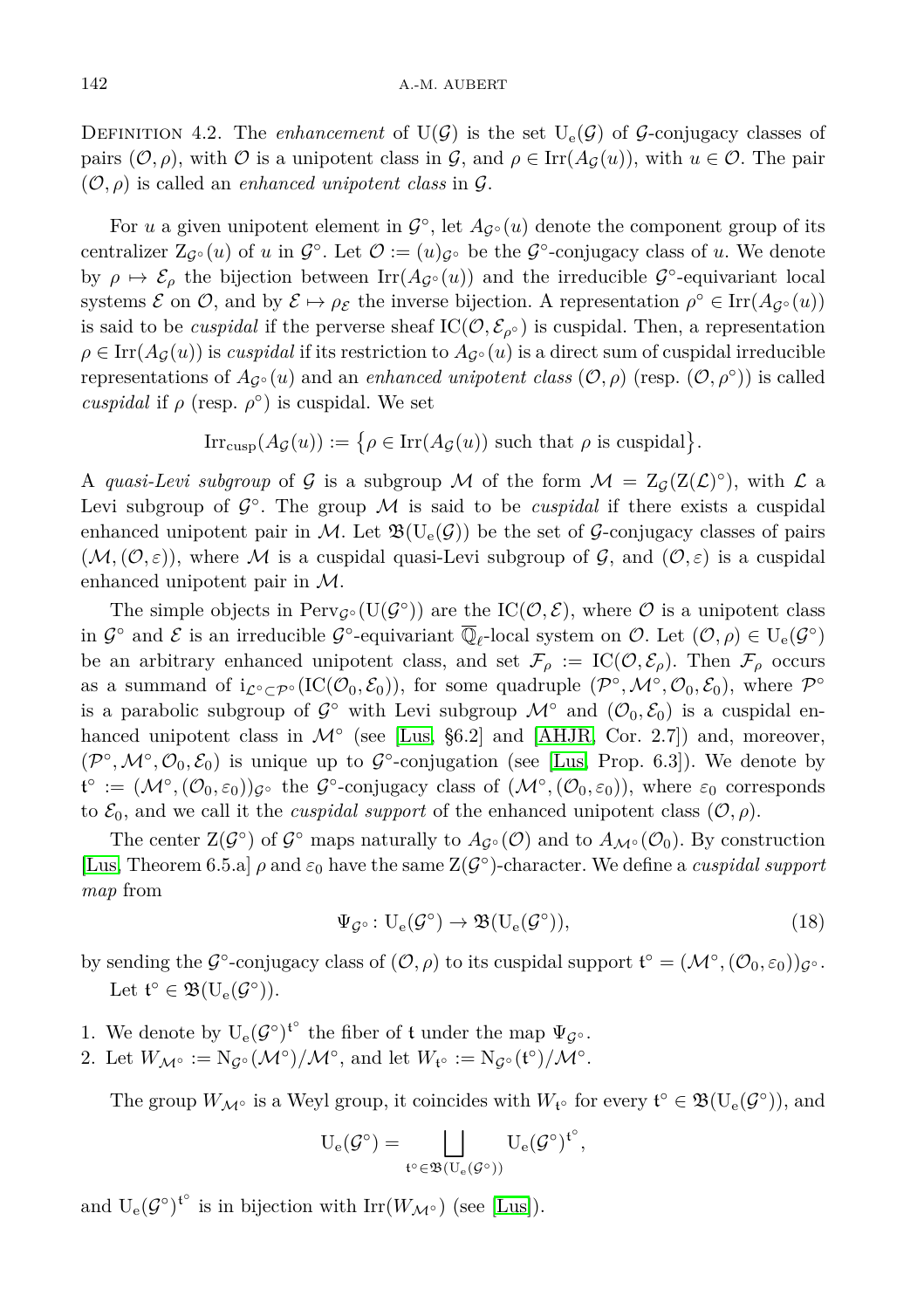Definition 4.2. The *enhancement* of $\mathrm{U}(\mathcal{G})$ is the set $\mathrm{U_e}(\mathcal{G})$ of $\mathcal{G}$-conjugacy classes of pairs $(\mathcal{O}, \rho)$, with $\mathcal{O}$ is a unipotent class in $\mathcal{G}$, and $\rho \in \mathrm{Irr}(A_{\mathcal{G}}(u))$, with $u \in \mathcal{O}$. The pair $(\mathcal{O}, \rho)$ is called an *enhanced unipotent class* in $\mathcal{G}$.

For $u$ a given unipotent element in $\mathcal{G}^\circ$, let $A_{\mathcal{G}^\circ}(u)$ denote the component group of its centralizer $\mathrm{Z}_{\mathcal{G}^\circ}(u)$ of $u$ in $\mathcal{G}^\circ$. Let $\mathcal{O} := (u)_{\mathcal{G}^\circ}$ be the $\mathcal{G}^\circ$-conjugacy class of $u$. We denote by $\rho \mapsto \mathcal{E}_\rho$ the bijection between $\mathrm{Irr}(A_{\mathcal{G}^\circ}(u))$ and the irreducible $\mathcal{G}^\circ$-equivariant local systems $\mathcal{E}$ on $\mathcal{O}$, and by $\mathcal{E} \mapsto \rho_{\mathcal{E}}$ the inverse bijection. A representation $\rho^\circ \in \mathrm{Irr}(A_{\mathcal{G}^\circ}(u))$ is said to be *cuspidal* if the perverse sheaf $\mathrm{IC}(\mathcal{O}, \mathcal{E}_{\rho^\circ})$ is cuspidal. Then, a representation $\rho \in \mathrm{Irr}(A_{\mathcal{G}}(u))$ is *cuspidal* if its restriction to $A_{\mathcal{G}^\circ}(u)$ is a direct sum of cuspidal irreducible representations of $A_{\mathcal{G}^\circ}(u)$ and an *enhanced unipotent class* $(\mathcal{O}, \rho)$ (resp. $(\mathcal{O}, \rho^\circ)$) is called *cuspidal* if $\rho$ (resp. $\rho^\circ$) is cuspidal. We set

$$\mathrm{Irr_{cusp}}(A_{\mathcal{G}}(u)) := \{\rho \in \mathrm{Irr}(A_{\mathcal{G}}(u)) \text{ such that } \rho \text{ is cuspidal}\}.$$

A *quasi-Levi subgroup* of $\mathcal{G}$ is a subgroup $\mathcal{M}$ of the form $\mathcal{M} = \mathrm{Z}_{\mathcal{G}}(\mathrm{Z}(\mathcal{L})^\circ)$, with $\mathcal{L}$ a Levi subgroup of $\mathcal{G}^\circ$. The group $\mathcal{M}$ is said to be *cuspidal* if there exists a cuspidal enhanced unipotent pair in $\mathcal{M}$. Let $\mathfrak{B}(\mathrm{U_e}(\mathcal{G}))$ be the set of $\mathcal{G}$-conjugacy classes of pairs $(\mathcal{M}, (\mathcal{O}, \varepsilon))$, where $\mathcal{M}$ is a cuspidal quasi-Levi subgroup of $\mathcal{G}$, and $(\mathcal{O}, \varepsilon)$ is a cuspidal enhanced unipotent pair in $\mathcal{M}$.

The simple objects in $\mathrm{Perv}_{\mathcal{G}^\circ}(\mathrm{U}(\mathcal{G}^\circ))$ are the $\mathrm{IC}(\mathcal{O}, \mathcal{E})$, where $\mathcal{O}$ is a unipotent class in $\mathcal{G}^\circ$ and $\mathcal{E}$ is an irreducible $\mathcal{G}^\circ$-equivariant $\overline{\mathbb{Q}}_\ell$-local system on $\mathcal{O}$. Let $(\mathcal{O}, \rho) \in \mathrm{U_e}(\mathcal{G}^\circ)$ be an arbitrary enhanced unipotent class, and set $\mathcal{F}_\rho := \mathrm{IC}(\mathcal{O}, \mathcal{E}_\rho)$. Then $\mathcal{F}_\rho$ occurs as a summand of $\mathrm{i}_{\mathcal{L}^\circ \subset \mathcal{P}^\circ}(\mathrm{IC}(\mathcal{O}_0, \mathcal{E}_0))$, for some quadruple $(\mathcal{P}^\circ, \mathcal{M}^\circ, \mathcal{O}_0, \mathcal{E}_0)$, where $\mathcal{P}^\circ$ is a parabolic subgroup of $\mathcal{G}^\circ$ with Levi subgroup $\mathcal{M}^\circ$ and $(\mathcal{O}_0, \mathcal{E}_0)$ is a cuspidal enhanced unipotent class in $\mathcal{M}^\circ$ (see [Lus, §6.2] and [AHJR, Cor. 2.7]) and, moreover, $(\mathcal{P}^\circ, \mathcal{M}^\circ, \mathcal{O}_0, \mathcal{E}_0)$ is unique up to $\mathcal{G}^\circ$-conjugation (see [Lus, Prop. 6.3]). We denote by $\mathfrak{t}^\circ := (\mathcal{M}^\circ, (\mathcal{O}_0, \varepsilon_0))_{\mathcal{G}^\circ}$ the $\mathcal{G}^\circ$-conjugacy class of $(\mathcal{M}^\circ, (\mathcal{O}_0, \varepsilon_0))$, where $\varepsilon_0$ corresponds to $\mathcal{E}_0$, and we call it the *cuspidal support* of the enhanced unipotent class $(\mathcal{O}, \rho)$.

The center $\mathrm{Z}(\mathcal{G}^\circ)$ of $\mathcal{G}^\circ$ maps naturally to $A_{\mathcal{G}^\circ}(\mathcal{O})$ and to $A_{\mathcal{M}^\circ}(\mathcal{O}_0)$. By construction [Lus, Theorem 6.5.a] $\rho$ and $\varepsilon_0$ have the same $\mathrm{Z}(\mathcal{G}^\circ)$-character. We define a *cuspidal support map* from

$$\Psi_{\mathcal{G}^\circ} \colon \mathrm{U_e}(\mathcal{G}^\circ) \to \mathfrak{B}(\mathrm{U_e}(\mathcal{G}^\circ)), \tag{18}$$

by sending the $\mathcal{G}^\circ$-conjugacy class of $(\mathcal{O}, \rho)$ to its cuspidal support $\mathfrak{t}^\circ = (\mathcal{M}^\circ, (\mathcal{O}_0, \varepsilon_0))_{\mathcal{G}^\circ}$.

Let $\mathfrak{t}^\circ \in \mathfrak{B}(\mathrm{U_e}(\mathcal{G}^\circ))$.

1. We denote by $\mathrm{U_e}(\mathcal{G}^\circ)^{\mathfrak{t}^\circ}$ the fiber of $\mathfrak{t}$ under the map $\Psi_{\mathcal{G}^\circ}$.
2. Let $W_{\mathcal{M}^\circ} := \mathrm{N}_{\mathcal{G}^\circ}(\mathcal{M}^\circ)/\mathcal{M}^\circ$, and let $W_{\mathfrak{t}^\circ} := \mathrm{N}_{\mathcal{G}^\circ}(\mathfrak{t}^\circ)/\mathcal{M}^\circ$.

The group $W_{\mathcal{M}^\circ}$ is a Weyl group, it coincides with $W_{\mathfrak{t}^\circ}$ for every $\mathfrak{t}^\circ \in \mathfrak{B}(\mathrm{U_e}(\mathcal{G}^\circ))$, and

$$\mathrm{U_e}(\mathcal{G}^\circ) = \bigsqcup_{\mathfrak{t}^\circ \in \mathfrak{B}(\mathrm{U_e}(\mathcal{G}^\circ))} \mathrm{U_e}(\mathcal{G}^\circ)^{\mathfrak{t}^\circ},$$

and $\mathrm{U_e}(\mathcal{G}^\circ)^{\mathfrak{t}^\circ}$ is in bijection with $\mathrm{Irr}(W_{\mathcal{M}^\circ})$ (see [Lus]).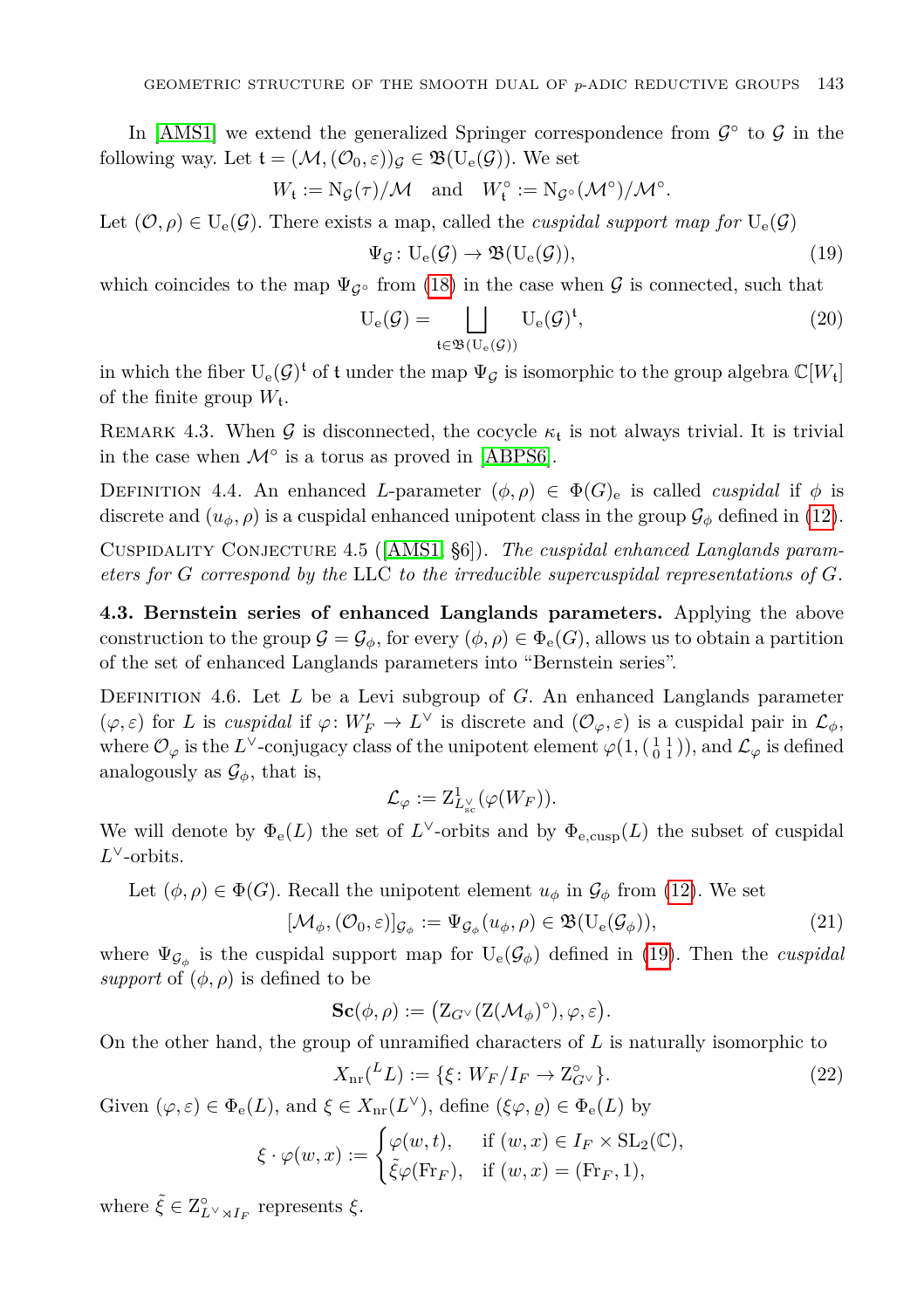In [AMS1] we extend the generalized Springer correspondence from $\mathcal{G}^\circ$ to $\mathcal{G}$ in the following way. Let $\mathfrak{t} = (\mathcal{M}, (\mathcal{O}_0, \varepsilon))_{\mathcal{G}} \in \mathfrak{B}(\mathrm{U_e}(\mathcal{G}))$. We set

$$W_{\mathfrak{t}} := \mathrm{N}_{\mathcal{G}}(\tau)/\mathcal{M} \quad \text{and} \quad W_{\mathfrak{t}}^\circ := \mathrm{N}_{\mathcal{G}^\circ}(\mathcal{M}^\circ)/\mathcal{M}^\circ.$$

Let $(\mathcal{O}, \rho) \in \mathrm{U_e}(\mathcal{G})$. There exists a map, called the *cuspidal support map for* $\mathrm{U_e}(\mathcal{G})$

$$\Psi_{\mathcal{G}} \colon \mathrm{U_e}(\mathcal{G}) \to \mathfrak{B}(\mathrm{U_e}(\mathcal{G})), \tag{19}$$

which coincides to the map $\Psi_{\mathcal{G}^\circ}$ from (18) in the case when $\mathcal{G}$ is connected, such that

$$\mathrm{U_e}(\mathcal{G}) = \bigsqcup_{\mathfrak{t} \in \mathfrak{B}(\mathrm{U_e}(\mathcal{G}))} \mathrm{U_e}(\mathcal{G})^{\mathfrak{t}}, \tag{20}$$

in which the fiber $\mathrm{U_e}(\mathcal{G})^{\mathfrak{t}}$ of $\mathfrak{t}$ under the map $\Psi_{\mathcal{G}}$ is isomorphic to the group algebra $\mathbb{C}[W_{\mathfrak{t}}]$ of the finite group $W_{\mathfrak{t}}$.

Remark 4.3. When $\mathcal{G}$ is disconnected, the cocycle $\kappa_{\mathfrak{t}}$ is not always trivial. It is trivial in the case when $\mathcal{M}^\circ$ is a torus as proved in [ABPS6].

Definition 4.4. An enhanced $L$-parameter $(\phi, \rho) \in \Phi(G)_{\mathrm{e}}$ is called *cuspidal* if $\phi$ is discrete and $(u_\phi, \rho)$ is a cuspidal enhanced unipotent class in the group $\mathcal{G}_\phi$ defined in (12).

Cuspidality Conjecture 4.5 ([AMS1, §6]). *The cuspidal enhanced Langlands parameters for $G$ correspond by the* LLC *to the irreducible supercuspidal representations of $G$.*

**4.3. Bernstein series of enhanced Langlands parameters.** Applying the above construction to the group $\mathcal{G} = \mathcal{G}_\phi$, for every $(\phi, \rho) \in \Phi_{\mathrm{e}}(G)$, allows us to obtain a partition of the set of enhanced Langlands parameters into "Bernstein series".

Definition 4.6. Let $L$ be a Levi subgroup of $G$. An enhanced Langlands parameter $(\varphi, \varepsilon)$ for $L$ is *cuspidal* if $\varphi \colon W_F' \to L^\vee$ is discrete and $(\mathcal{O}_\varphi, \varepsilon)$ is a cuspidal pair in $\mathcal{L}_\phi$, where $\mathcal{O}_\varphi$ is the $L^\vee$-conjugacy class of the unipotent element $\varphi(1, \left(\begin{smallmatrix} 1 & 1 \\ 0 & 1 \end{smallmatrix}\right))$, and $\mathcal{L}_\varphi$ is defined analogously as $\mathcal{G}_\phi$, that is,

$$\mathcal{L}_\varphi := \mathrm{Z}^1_{L^\vee_{\mathrm{sc}}}(\varphi(W_F)).$$

We will denote by $\Phi_{\mathrm{e}}(L)$ the set of $L^\vee$-orbits and by $\Phi_{\mathrm{e,cusp}}(L)$ the subset of cuspidal $L^\vee$-orbits.

Let $(\phi, \rho) \in \Phi(G)$. Recall the unipotent element $u_\phi$ in $\mathcal{G}_\phi$ from (12). We set

$$[\mathcal{M}_\phi, (\mathcal{O}_0, \varepsilon)]_{\mathcal{G}_\phi} := \Psi_{\mathcal{G}_\phi}(u_\phi, \rho) \in \mathfrak{B}(\mathrm{U_e}(\mathcal{G}_\phi)), \tag{21}$$

where $\Psi_{\mathcal{G}_\phi}$ is the cuspidal support map for $\mathrm{U_e}(\mathcal{G}_\phi)$ defined in (19). Then the *cuspidal support* of $(\phi, \rho)$ is defined to be

$$\mathbf{Sc}(\phi, \rho) := \left(\mathrm{Z}_{G^\vee}(\mathrm{Z}(\mathcal{M}_\phi)^\circ), \varphi, \varepsilon\right).$$

On the other hand, the group of unramified characters of $L$ is naturally isomorphic to

$$X_{\mathrm{nr}}({}^L L) := \{\xi \colon W_F/I_F \to \mathrm{Z}^\circ_{G^\vee}\}. \tag{22}$$

Given $(\varphi, \varepsilon) \in \Phi_{\mathrm{e}}(L)$, and $\xi \in X_{\mathrm{nr}}(L^\vee)$, define $(\xi\varphi, \varrho) \in \Phi_{\mathrm{e}}(L)$ by

$$\xi \cdot \varphi(w, x) := \begin{cases} \varphi(w, t), & \text{if } (w, x) \in I_F \times \mathrm{SL}_2(\mathbb{C}), \\ \tilde{\xi}\varphi(\mathrm{Fr}_F), & \text{if } (w, x) = (\mathrm{Fr}_F, 1), \end{cases}$$

where $\tilde{\xi} \in \mathrm{Z}^\circ_{L^\vee \rtimes I_F}$ represents $\xi$.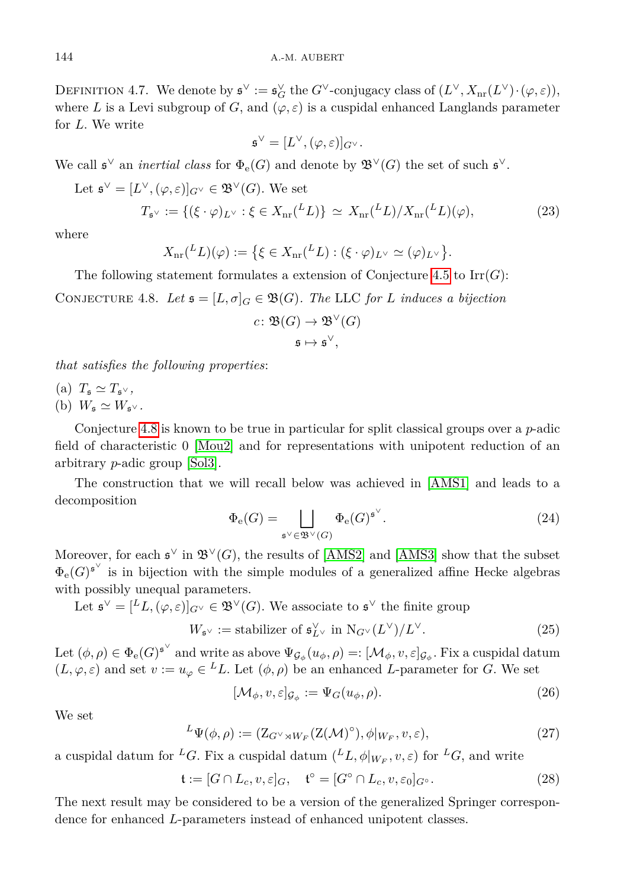Definition 4.7. We denote by $\mathfrak{s}^\vee := \mathfrak{s}^\vee_G$ the $G^\vee$-conjugacy class of $(L^\vee, X_{\mathrm{nr}}(L^\vee)\cdot(\varphi,\varepsilon))$, where $L$ is a Levi subgroup of $G$, and $(\varphi,\varepsilon)$ is a cuspidal enhanced Langlands parameter for $L$. We write

$$\mathfrak{s}^\vee = [L^\vee, (\varphi,\varepsilon)]_{G^\vee}.$$

We call $\mathfrak{s}^\vee$ an *inertial class* for $\Phi_{\mathrm{e}}(G)$ and denote by $\mathfrak{B}^\vee(G)$ the set of such $\mathfrak{s}^\vee$.

Let $\mathfrak{s}^\vee = [L^\vee, (\varphi,\varepsilon)]_{G^\vee} \in \mathfrak{B}^\vee(G)$. We set

$$T_{\mathfrak{s}^\vee} := \{(\xi\cdot\varphi)_{L^\vee} : \xi \in X_{\mathrm{nr}}({}^LL)\} \simeq X_{\mathrm{nr}}({}^LL)/X_{\mathrm{nr}}({}^LL)(\varphi), \tag{23}$$

where

$$X_{\mathrm{nr}}({}^LL)(\varphi) := \left\{\xi \in X_{\mathrm{nr}}({}^LL) : (\xi\cdot\varphi)_{L^\vee} \simeq (\varphi)_{L^\vee}\right\}.$$

The following statement formulates a extension of Conjecture 4.5 to $\mathrm{Irr}(G)$:

Conjecture 4.8. *Let $\mathfrak{s} = [L,\sigma]_G \in \mathfrak{B}(G)$. The* LLC *for $L$ induces a bijection*

$$c\colon \mathfrak{B}(G) \to \mathfrak{B}^\vee(G)$$
$$\mathfrak{s} \mapsto \mathfrak{s}^\vee,$$

*that satisfies the following properties*:

(a) $T_{\mathfrak{s}} \simeq T_{\mathfrak{s}^\vee}$,
(b) $W_{\mathfrak{s}} \simeq W_{\mathfrak{s}^\vee}$.

Conjecture 4.8 is known to be true in particular for split classical groups over a $p$-adic field of characteristic 0 [Mou2] and for representations with unipotent reduction of an arbitrary $p$-adic group [Sol3].

The construction that we will recall below was achieved in [AMS1] and leads to a decomposition

$$\Phi_{\mathrm{e}}(G) = \bigsqcup_{\mathfrak{s}^\vee\in\mathfrak{B}^\vee(G)} \Phi_{\mathrm{e}}(G)^{\mathfrak{s}^\vee}. \tag{24}$$

Moreover, for each $\mathfrak{s}^\vee$ in $\mathfrak{B}^\vee(G)$, the results of [AMS2] and [AMS3] show that the subset $\Phi_{\mathrm{e}}(G)^{\mathfrak{s}^\vee}$ is in bijection with the simple modules of a generalized affine Hecke algebras with possibly unequal parameters.

Let $\mathfrak{s}^\vee = [{}^LL, (\varphi,\varepsilon)]_{G^\vee} \in \mathfrak{B}^\vee(G)$. We associate to $\mathfrak{s}^\vee$ the finite group

$$W_{\mathfrak{s}^\vee} := \text{stabilizer of } \mathfrak{s}^\vee_{L^\vee} \text{ in } \mathrm{N}_{G^\vee}(L^\vee)/L^\vee. \tag{25}$$

Let $(\phi,\rho) \in \Phi_{\mathrm{e}}(G)^{\mathfrak{s}^\vee}$ and write as above $\Psi_{\mathcal{G}_\phi}(u_\phi,\rho) =: [\mathcal{M}_\phi, v, \varepsilon]_{\mathcal{G}_\phi}$. Fix a cuspidal datum $(L,\varphi,\varepsilon)$ and set $v := u_\varphi \in {}^LL$. Let $(\phi,\rho)$ be an enhanced $L$-parameter for $G$. We set

$$[\mathcal{M}_\phi, v, \varepsilon]_{\mathcal{G}_\phi} := \Psi_G(u_\phi,\rho). \tag{26}$$

We set

$${}^L\Psi(\phi,\rho) := (\mathrm{Z}_{G^\vee\rtimes W_F}(\mathrm{Z}(\mathcal{M})^\circ), \phi|_{W_F}, v, \varepsilon), \tag{27}$$

a cuspidal datum for ${}^LG$. Fix a cuspidal datum $({}^LL, \phi|_{W_F}, v, \varepsilon)$ for ${}^LG$, and write

$$\mathfrak{t} := [G\cap L_c, v, \varepsilon]_G, \quad \mathfrak{t}^\circ = [G^\circ\cap L_c, v, \varepsilon_0]_{G^\circ}. \tag{28}$$

The next result may be considered to be a version of the generalized Springer correspondence for enhanced $L$-parameters instead of enhanced unipotent classes.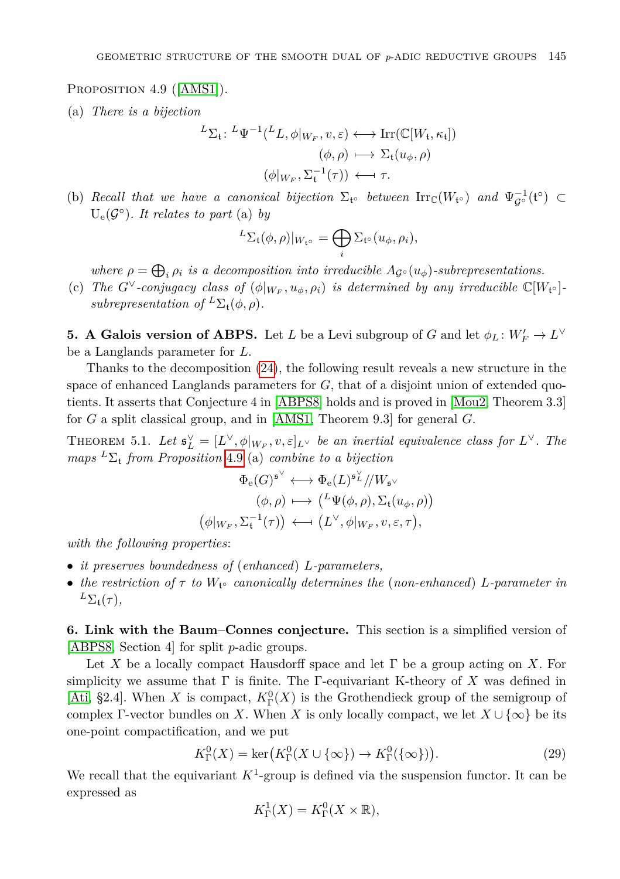Proposition 4.9 ([AMS1]).

(a) *There is a bijection*

$$
\begin{aligned}
{}^L\Sigma_{\mathfrak{t}} \colon {}^L\Psi^{-1}({}^L L, \phi|_{W_F}, v, \varepsilon) &\longleftrightarrow \mathrm{Irr}(\mathbb{C}[W_{\mathfrak{t}}, \kappa_{\mathfrak{t}}]) \\
(\phi, \rho) &\longmapsto \Sigma_{\mathfrak{t}}(u_\phi, \rho) \\
(\phi|_{W_F}, \Sigma_{\mathfrak{t}}^{-1}(\tau)) &\longleftarrow \tau.
\end{aligned}
$$

(b) *Recall that we have a canonical bijection* $\Sigma_{\mathfrak{t}^\circ}$ *between* $\mathrm{Irr}_{\mathbb{C}}(W_{\mathfrak{t}^\circ})$ *and* $\Psi_{\mathcal{G}^\circ}^{-1}(\mathfrak{t}^\circ) \subset \mathrm{U_e}(\mathcal{G}^\circ)$. *It relates to part* (a) *by*

$$
{}^L\Sigma_{\mathfrak{t}}(\phi, \rho)|_{W_{\mathfrak{t}^\circ}} = \bigoplus_i \Sigma_{\mathfrak{t}^\circ}(u_\phi, \rho_i),
$$

*where* $\rho = \bigoplus_i \rho_i$ *is a decomposition into irreducible* $A_{\mathcal{G}^\circ}(u_\phi)$*-subrepresentations.*

(c) *The* $G^\vee$*-conjugacy class of* $(\phi|_{W_F}, u_\phi, \rho_i)$ *is determined by any irreducible* $\mathbb{C}[W_{\mathfrak{t}^\circ}]$*-subrepresentation of* ${}^L\Sigma_{\mathfrak{t}}(\phi, \rho)$.

**5. A Galois version of ABPS.** Let $L$ be a Levi subgroup of $G$ and let $\phi_L \colon W_F' \to L^\vee$ be a Langlands parameter for $L$.

Thanks to the decomposition (24), the following result reveals a new structure in the space of enhanced Langlands parameters for $G$, that of a disjoint union of extended quotients. It asserts that Conjecture 4 in [ABPS8] holds and is proved in [Mou2, Theorem 3.3] for $G$ a split classical group, and in [AMS1, Theorem 9.3] for general $G$.

Theorem 5.1. *Let* $\mathfrak{s}_L^\vee = [L^\vee, \phi|_{W_F}, v, \varepsilon]_{L^\vee}$ *be an inertial equivalence class for* $L^\vee$. *The maps* ${}^L\Sigma_{\mathfrak{t}}$ *from Proposition* 4.9 (a) *combine to a bijection*

$$
\begin{aligned}
\Phi_{\mathrm{e}}(G)^{\mathfrak{s}^\vee} &\longleftrightarrow \Phi_{\mathrm{e}}(L)^{\mathfrak{s}_L^\vee}/\!/W_{\mathfrak{s}^\vee} \\
(\phi, \rho) &\longmapsto \big({}^L\Psi(\phi, \rho), \Sigma_{\mathfrak{t}}(u_\phi, \rho)\big) \\
\big(\phi|_{W_F}, \Sigma_{\mathfrak{t}}^{-1}(\tau)\big) &\longleftarrow \big(L^\vee, \phi|_{W_F}, v, \varepsilon, \tau\big),
\end{aligned}
$$

*with the following properties*:

- *it preserves boundedness of* (*enhanced*) *L-parameters,*
- *the restriction of* $\tau$ *to* $W_{\mathfrak{t}^\circ}$ *canonically determines the* (*non-enhanced*) *L-parameter in* ${}^L\Sigma_{\mathfrak{t}}(\tau)$,

**6. Link with the Baum–Connes conjecture.** This section is a simplified version of [ABPS8, Section 4] for split $p$-adic groups.

Let $X$ be a locally compact Hausdorff space and let $\Gamma$ be a group acting on $X$. For simplicity we assume that $\Gamma$ is finite. The $\Gamma$-equivariant K-theory of $X$ was defined in [Ati, §2.4]. When $X$ is compact, $K^0_\Gamma(X)$ is the Grothendieck group of the semigroup of complex $\Gamma$-vector bundles on $X$. When $X$ is only locally compact, we let $X \cup \{\infty\}$ be its one-point compactification, and we put

$$
K^0_\Gamma(X) = \ker\big(K^0_\Gamma(X \cup \{\infty\}) \to K^0_\Gamma(\{\infty\})\big). \tag{29}
$$

We recall that the equivariant $K^1$-group is defined via the suspension functor. It can be expressed as

$$
K^1_\Gamma(X) = K^0_\Gamma(X \times \mathbb{R}),
$$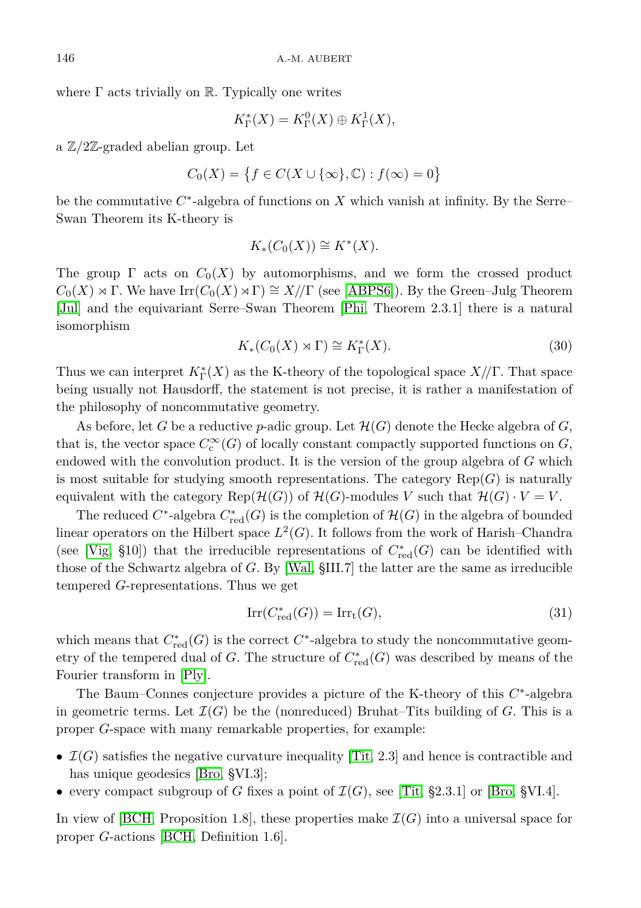where $\Gamma$ acts trivially on $\mathbb{R}$. Typically one writes

$$K_\Gamma^*(X) = K_\Gamma^0(X) \oplus K_\Gamma^1(X),$$

a $\mathbb{Z}/2\mathbb{Z}$-graded abelian group. Let

$$C_0(X) = \{f \in C(X \cup \{\infty\}, \mathbb{C}) : f(\infty) = 0\}$$

be the commutative $C^*$-algebra of functions on $X$ which vanish at infinity. By the Serre–Swan Theorem its K-theory is

$$K_*(C_0(X)) \cong K^*(X).$$

The group $\Gamma$ acts on $C_0(X)$ by automorphisms, and we form the crossed product $C_0(X) \rtimes \Gamma$. We have $\mathrm{Irr}(C_0(X) \rtimes \Gamma) \cong X/\!/\Gamma$ (see [ABPS6]). By the Green–Julg Theorem [Jul] and the equivariant Serre–Swan Theorem [Phi, Theorem 2.3.1] there is a natural isomorphism

$$K_*(C_0(X) \rtimes \Gamma) \cong K_\Gamma^*(X). \tag{30}$$

Thus we can interpret $K_\Gamma^*(X)$ as the K-theory of the topological space $X/\!/\Gamma$. That space being usually not Hausdorff, the statement is not precise, it is rather a manifestation of the philosophy of noncommutative geometry.

As before, let $G$ be a reductive $p$-adic group. Let $\mathcal{H}(G)$ denote the Hecke algebra of $G$, that is, the vector space $C_c^\infty(G)$ of locally constant compactly supported functions on $G$, endowed with the convolution product. It is the version of the group algebra of $G$ which is most suitable for studying smooth representations. The category $\mathrm{Rep}(G)$ is naturally equivalent with the category $\mathrm{Rep}(\mathcal{H}(G))$ of $\mathcal{H}(G)$-modules $V$ such that $\mathcal{H}(G) \cdot V = V$.

The reduced $C^*$-algebra $C^*_{\mathrm{red}}(G)$ is the completion of $\mathcal{H}(G)$ in the algebra of bounded linear operators on the Hilbert space $L^2(G)$. It follows from the work of Harish–Chandra (see [Vig, §10]) that the irreducible representations of $C^*_{\mathrm{red}}(G)$ can be identified with those of the Schwartz algebra of $G$. By [Wal, §III.7] the latter are the same as irreducible tempered $G$-representations. Thus we get

$$\mathrm{Irr}(C^*_{\mathrm{red}}(G)) = \mathrm{Irr}_{\mathrm{t}}(G), \tag{31}$$

which means that $C^*_{\mathrm{red}}(G)$ is the correct $C^*$-algebra to study the noncommutative geometry of the tempered dual of $G$. The structure of $C^*_{\mathrm{red}}(G)$ was described by means of the Fourier transform in [Ply].

The Baum–Connes conjecture provides a picture of the K-theory of this $C^*$-algebra in geometric terms. Let $\mathcal{I}(G)$ be the (nonreduced) Bruhat–Tits building of $G$. This is a proper $G$-space with many remarkable properties, for example:

- $\mathcal{I}(G)$ satisfies the negative curvature inequality [Tit, 2.3] and hence is contractible and has unique geodesics [Bro, §VI.3];
- every compact subgroup of $G$ fixes a point of $\mathcal{I}(G)$, see [Tit, §2.3.1] or [Bro, §VI.4].

In view of [BCH, Proposition 1.8], these properties make $\mathcal{I}(G)$ into a universal space for proper $G$-actions [BCH, Definition 1.6].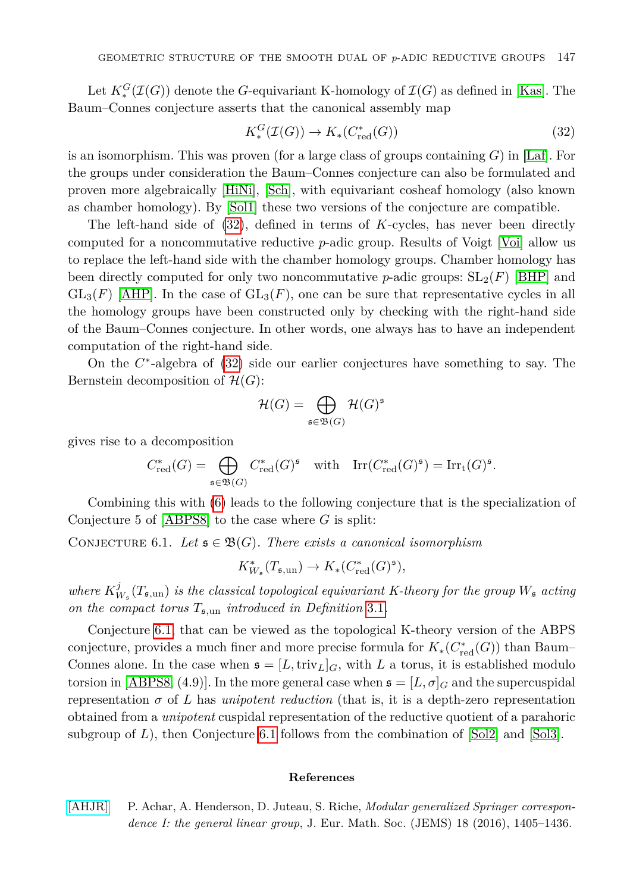Let $K_*^G(\mathcal{I}(G))$ denote the $G$-equivariant K-homology of $\mathcal{I}(G)$ as defined in [Kas]. The Baum–Connes conjecture asserts that the canonical assembly map

$$K_*^G(\mathcal{I}(G)) \to K_*(C^*_{\mathrm{red}}(G)) \tag{32}$$

is an isomorphism. This was proven (for a large class of groups containing $G$) in [Laf]. For the groups under consideration the Baum–Connes conjecture can also be formulated and proven more algebraically [HiNi], [Sch], with equivariant cosheaf homology (also known as chamber homology). By [Sol1] these two versions of the conjecture are compatible.

The left-hand side of (32), defined in terms of $K$-cycles, has never been directly computed for a noncommutative reductive $p$-adic group. Results of Voigt [Voi] allow us to replace the left-hand side with the chamber homology groups. Chamber homology has been directly computed for only two noncommutative $p$-adic groups: $\mathrm{SL}_2(F)$ [BHP] and $\mathrm{GL}_3(F)$ [AHP]. In the case of $\mathrm{GL}_3(F)$, one can be sure that representative cycles in all the homology groups have been constructed only by checking with the right-hand side of the Baum–Connes conjecture. In other words, one always has to have an independent computation of the right-hand side.

On the $C^*$-algebra of (32) side our earlier conjectures have something to say. The Bernstein decomposition of $\mathcal{H}(G)$:

$$\mathcal{H}(G) = \bigoplus_{\mathfrak{s}\in\mathfrak{B}(G)} \mathcal{H}(G)^{\mathfrak{s}}$$

gives rise to a decomposition

$$C^*_{\mathrm{red}}(G) = \bigoplus_{\mathfrak{s}\in\mathfrak{B}(G)} C^*_{\mathrm{red}}(G)^{\mathfrak{s}} \quad \text{with} \quad \mathrm{Irr}(C^*_{\mathrm{red}}(G)^{\mathfrak{s}}) = \mathrm{Irr}_{\mathrm{t}}(G)^{\mathfrak{s}}.$$

Combining this with (6) leads to the following conjecture that is the specialization of Conjecture 5 of [ABPS8] to the case where $G$ is split:

Conjecture 6.1. *Let $\mathfrak{s} \in \mathfrak{B}(G)$. There exists a canonical isomorphism*

$$K^*_{W_{\mathfrak{s}}}(T_{\mathfrak{s},\mathrm{un}}) \to K_*(C^*_{\mathrm{red}}(G)^{\mathfrak{s}}),$$

*where $K^j_{W_{\mathfrak{s}}}(T_{\mathfrak{s},\mathrm{un}})$ is the classical topological equivariant K-theory for the group $W_{\mathfrak{s}}$ acting on the compact torus $T_{\mathfrak{s},\mathrm{un}}$ introduced in Definition 3.1.*

Conjecture 6.1, that can be viewed as the topological K-theory version of the ABPS conjecture, provides a much finer and more precise formula for $K_*(C^*_{\mathrm{red}}(G))$ than Baum–Connes alone. In the case when $\mathfrak{s} = [L, \mathrm{triv}_L]_G$, with $L$ a torus, it is established modulo torsion in [ABPS8, (4.9)]. In the more general case when $\mathfrak{s} = [L, \sigma]_G$ and the supercuspidal representation $\sigma$ of $L$ has *unipotent reduction* (that is, it is a depth-zero representation obtained from a *unipotent* cuspidal representation of the reductive quotient of a parahoric subgroup of $L$), then Conjecture 6.1 follows from the combination of [Sol2] and [Sol3].

## References

[AHJR] P. Achar, A. Henderson, D. Juteau, S. Riche, *Modular generalized Springer correspondence I: the general linear group*, J. Eur. Math. Soc. (JEMS) 18 (2016), 1405–1436.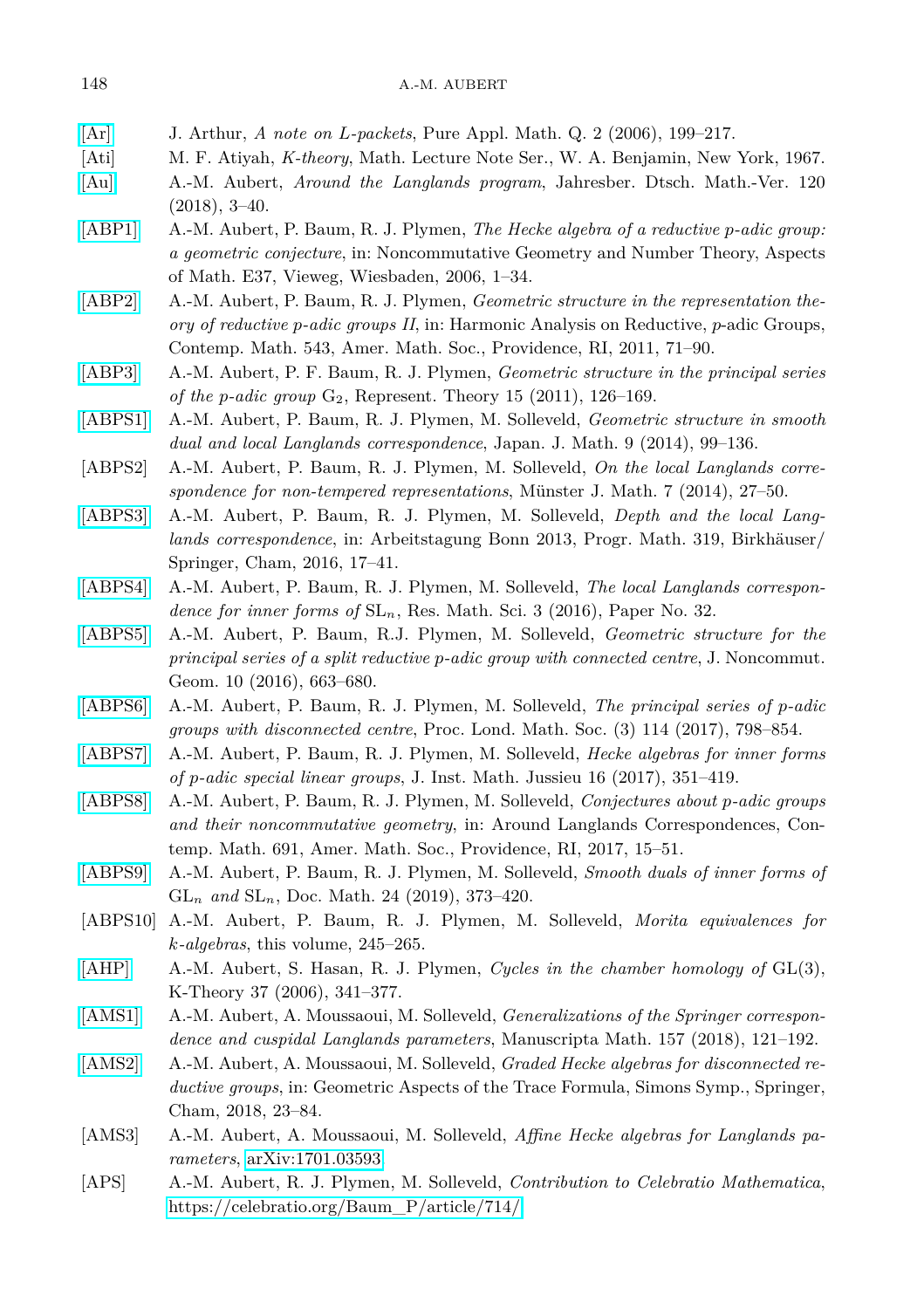[Ar] J. Arthur, *A note on L-packets*, Pure Appl. Math. Q. 2 (2006), 199–217.

[Ati] M. F. Atiyah, *K-theory*, Math. Lecture Note Ser., W. A. Benjamin, New York, 1967.

[Au] A.-M. Aubert, *Around the Langlands program*, Jahresber. Dtsch. Math.-Ver. 120 (2018), 3–40.

[ABP1] A.-M. Aubert, P. Baum, R. J. Plymen, *The Hecke algebra of a reductive p-adic group: a geometric conjecture*, in: Noncommutative Geometry and Number Theory, Aspects of Math. E37, Vieweg, Wiesbaden, 2006, 1–34.

[ABP2] A.-M. Aubert, P. Baum, R. J. Plymen, *Geometric structure in the representation theory of reductive p-adic groups II*, in: Harmonic Analysis on Reductive, p-adic Groups, Contemp. Math. 543, Amer. Math. Soc., Providence, RI, 2011, 71–90.

[ABP3] A.-M. Aubert, P. F. Baum, R. J. Plymen, *Geometric structure in the principal series of the p-adic group* $G_2$, Represent. Theory 15 (2011), 126–169.

[ABPS1] A.-M. Aubert, P. Baum, R. J. Plymen, M. Solleveld, *Geometric structure in smooth dual and local Langlands correspondence*, Japan. J. Math. 9 (2014), 99–136.

[ABPS2] A.-M. Aubert, P. Baum, R. J. Plymen, M. Solleveld, *On the local Langlands correspondence for non-tempered representations*, Münster J. Math. 7 (2014), 27–50.

[ABPS3] A.-M. Aubert, P. Baum, R. J. Plymen, M. Solleveld, *Depth and the local Langlands correspondence*, in: Arbeitstagung Bonn 2013, Progr. Math. 319, Birkhäuser/Springer, Cham, 2016, 17–41.

[ABPS4] A.-M. Aubert, P. Baum, R. J. Plymen, M. Solleveld, *The local Langlands correspondence for inner forms of* $SL_n$, Res. Math. Sci. 3 (2016), Paper No. 32.

[ABPS5] A.-M. Aubert, P. Baum, R.J. Plymen, M. Solleveld, *Geometric structure for the principal series of a split reductive p-adic group with connected centre*, J. Noncommut. Geom. 10 (2016), 663–680.

[ABPS6] A.-M. Aubert, P. Baum, R. J. Plymen, M. Solleveld, *The principal series of p-adic groups with disconnected centre*, Proc. Lond. Math. Soc. (3) 114 (2017), 798–854.

[ABPS7] A.-M. Aubert, P. Baum, R. J. Plymen, M. Solleveld, *Hecke algebras for inner forms of p-adic special linear groups*, J. Inst. Math. Jussieu 16 (2017), 351–419.

[ABPS8] A.-M. Aubert, P. Baum, R. J. Plymen, M. Solleveld, *Conjectures about p-adic groups and their noncommutative geometry*, in: Around Langlands Correspondences, Contemp. Math. 691, Amer. Math. Soc., Providence, RI, 2017, 15–51.

[ABPS9] A.-M. Aubert, P. Baum, R. J. Plymen, M. Solleveld, *Smooth duals of inner forms of* $GL_n$ *and* $SL_n$, Doc. Math. 24 (2019), 373–420.

[ABPS10] A.-M. Aubert, P. Baum, R. J. Plymen, M. Solleveld, *Morita equivalences for k-algebras*, this volume, 245–265.

[AHP] A.-M. Aubert, S. Hasan, R. J. Plymen, *Cycles in the chamber homology of* GL(3), K-Theory 37 (2006), 341–377.

[AMS1] A.-M. Aubert, A. Moussaoui, M. Solleveld, *Generalizations of the Springer correspondence and cuspidal Langlands parameters*, Manuscripta Math. 157 (2018), 121–192.

[AMS2] A.-M. Aubert, A. Moussaoui, M. Solleveld, *Graded Hecke algebras for disconnected reductive groups*, in: Geometric Aspects of the Trace Formula, Simons Symp., Springer, Cham, 2018, 23–84.

[AMS3] A.-M. Aubert, A. Moussaoui, M. Solleveld, *Affine Hecke algebras for Langlands parameters*, arXiv:1701.03593.

[APS] A.-M. Aubert, R. J. Plymen, M. Solleveld, *Contribution to Celebratio Mathematica*, https://celebratio.org/Baum_P/article/714/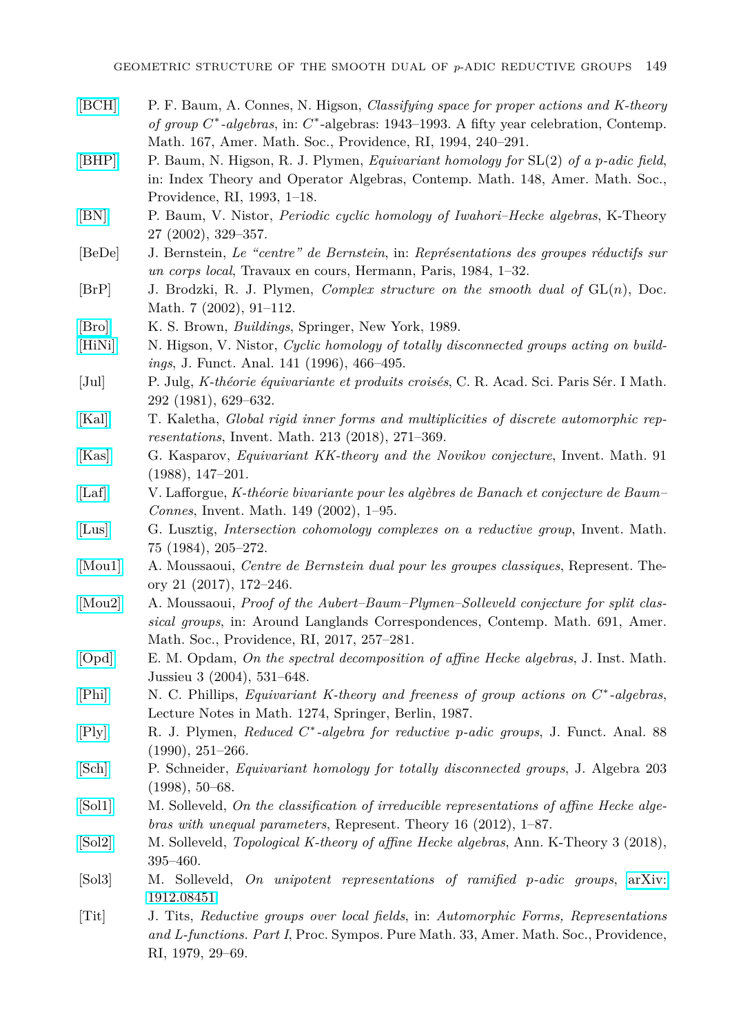- [BCH] P. F. Baum, A. Connes, N. Higson, *Classifying space for proper actions and K-theory of group $C^*$-algebras*, in: $C^*$-algebras: 1943–1993. A fifty year celebration, Contemp. Math. 167, Amer. Math. Soc., Providence, RI, 1994, 240–291.
- [BHP] P. Baum, N. Higson, R. J. Plymen, *Equivariant homology for* SL(2) *of a p-adic field*, in: Index Theory and Operator Algebras, Contemp. Math. 148, Amer. Math. Soc., Providence, RI, 1993, 1–18.
- [BN] P. Baum, V. Nistor, *Periodic cyclic homology of Iwahori–Hecke algebras*, K-Theory 27 (2002), 329–357.
- [BeDe] J. Bernstein, *Le "centre" de Bernstein*, in: *Représentations des groupes réductifs sur un corps local*, Travaux en cours, Hermann, Paris, 1984, 1–32.
- [BrP] J. Brodzki, R. J. Plymen, *Complex structure on the smooth dual of* GL($n$), Doc. Math. 7 (2002), 91–112.
- [Bro] K. S. Brown, *Buildings*, Springer, New York, 1989.
- [HiNi] N. Higson, V. Nistor, *Cyclic homology of totally disconnected groups acting on buildings*, J. Funct. Anal. 141 (1996), 466–495.
- [Jul] P. Julg, *K-théorie équivariante et produits croisés*, C. R. Acad. Sci. Paris Sér. I Math. 292 (1981), 629–632.
- [Kal] T. Kaletha, *Global rigid inner forms and multiplicities of discrete automorphic representations*, Invent. Math. 213 (2018), 271–369.
- [Kas] G. Kasparov, *Equivariant KK-theory and the Novikov conjecture*, Invent. Math. 91 (1988), 147–201.
- [Laf] V. Lafforgue, *K-théorie bivariante pour les algèbres de Banach et conjecture de Baum–Connes*, Invent. Math. 149 (2002), 1–95.
- [Lus] G. Lusztig, *Intersection cohomology complexes on a reductive group*, Invent. Math. 75 (1984), 205–272.
- [Mou1] A. Moussaoui, *Centre de Bernstein dual pour les groupes classiques*, Represent. Theory 21 (2017), 172–246.
- [Mou2] A. Moussaoui, *Proof of the Aubert–Baum–Plymen–Solleveld conjecture for split classical groups*, in: Around Langlands Correspondences, Contemp. Math. 691, Amer. Math. Soc., Providence, RI, 2017, 257–281.
- [Opd] E. M. Opdam, *On the spectral decomposition of affine Hecke algebras*, J. Inst. Math. Jussieu 3 (2004), 531–648.
- [Phi] N. C. Phillips, *Equivariant K-theory and freeness of group actions on $C^*$-algebras*, Lecture Notes in Math. 1274, Springer, Berlin, 1987.
- [Ply] R. J. Plymen, *Reduced $C^*$-algebra for reductive p-adic groups*, J. Funct. Anal. 88 (1990), 251–266.
- [Sch] P. Schneider, *Equivariant homology for totally disconnected groups*, J. Algebra 203 (1998), 50–68.
- [Sol1] M. Solleveld, *On the classification of irreducible representations of affine Hecke algebras with unequal parameters*, Represent. Theory 16 (2012), 1–87.
- [Sol2] M. Solleveld, *Topological K-theory of affine Hecke algebras*, Ann. K-Theory 3 (2018), 395–460.
- [Sol3] M. Solleveld, *On unipotent representations of ramified p-adic groups*, arXiv:1912.08451.
- [Tit] J. Tits, *Reductive groups over local fields*, in: *Automorphic Forms, Representations and L-functions. Part I*, Proc. Sympos. Pure Math. 33, Amer. Math. Soc., Providence, RI, 1979, 29–69.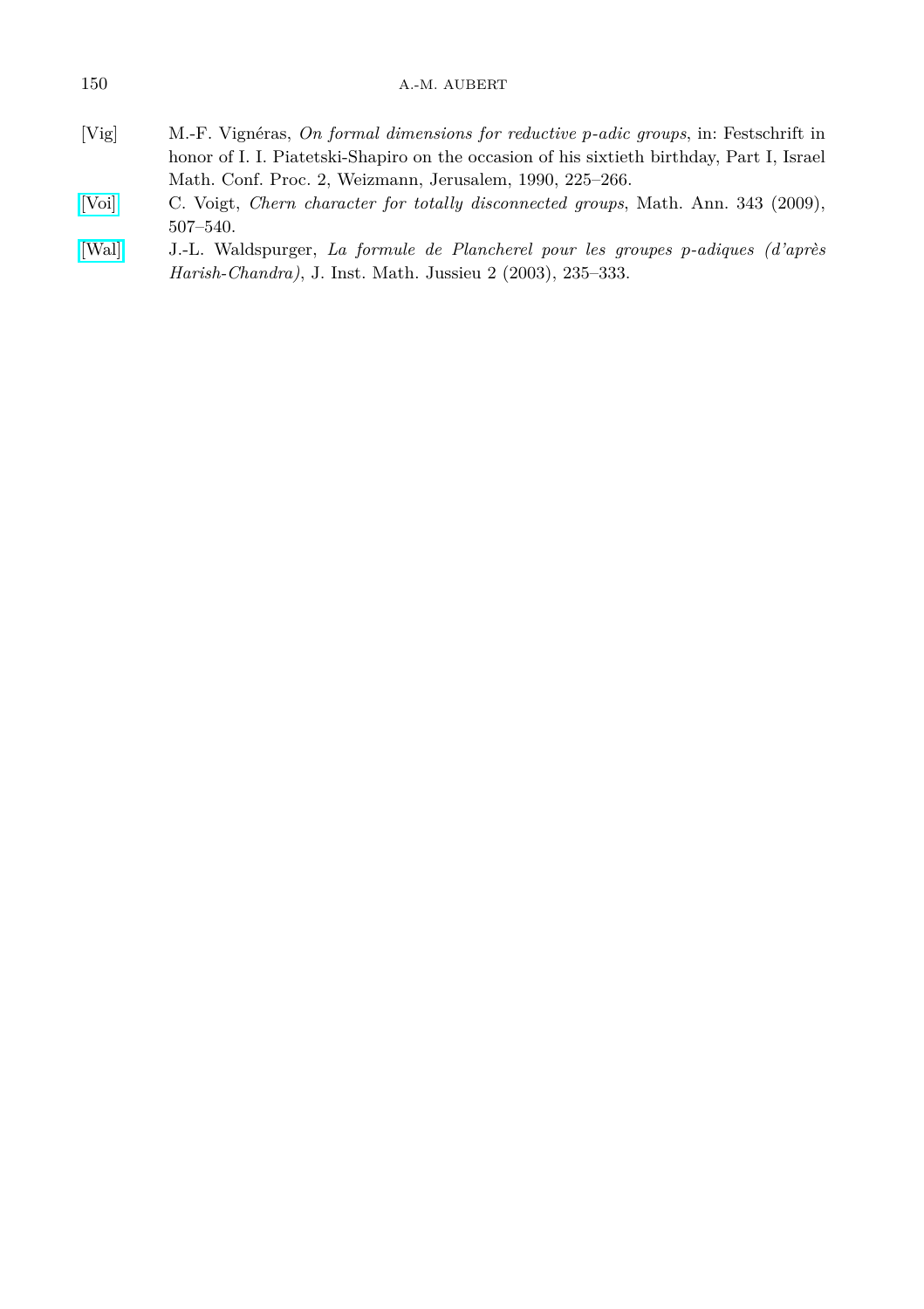[Vig] M.-F. Vignéras, *On formal dimensions for reductive p-adic groups*, in: Festschrift in honor of I. I. Piatetski-Shapiro on the occasion of his sixtieth birthday, Part I, Israel Math. Conf. Proc. 2, Weizmann, Jerusalem, 1990, 225–266.

[Voi] C. Voigt, *Chern character for totally disconnected groups*, Math. Ann. 343 (2009), 507–540.

[Wal] J.-L. Waldspurger, *La formule de Plancherel pour les groupes p-adiques (d'après Harish-Chandra)*, J. Inst. Math. Jussieu 2 (2003), 235–333.